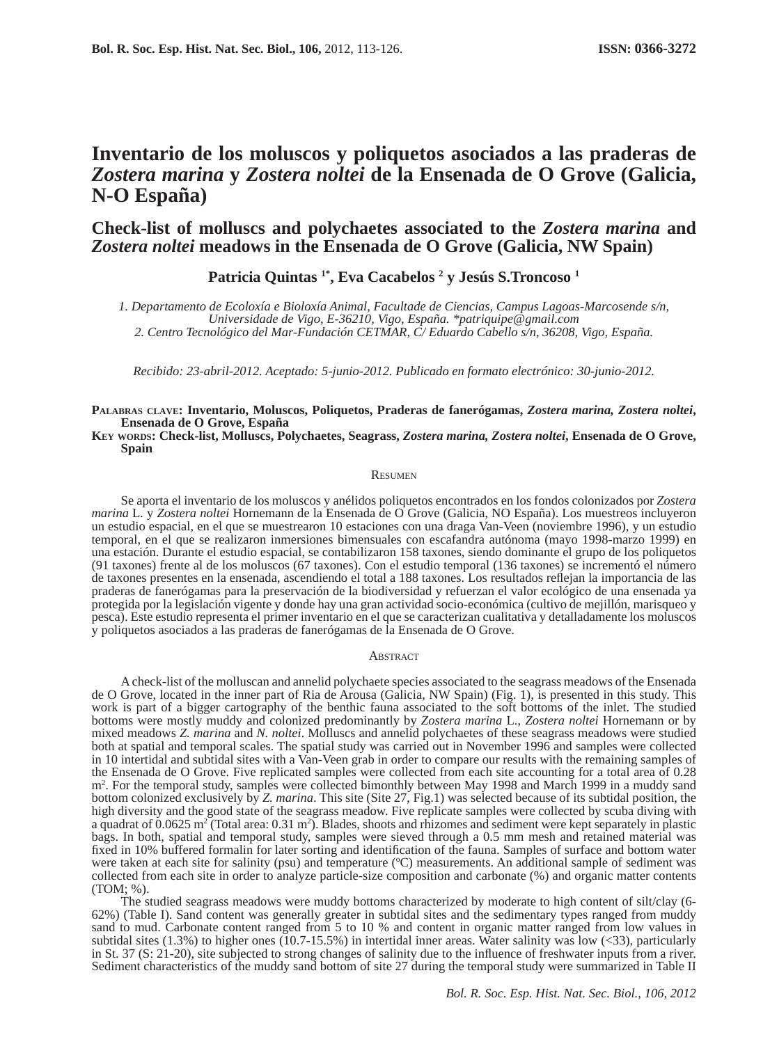# Inventario de los moluscos y poliquetos asociados a las praderas de *Zostera marina* y *Zostera noltei* de la Ensenada de O Grove (Galicia, N-O España)

## Check-list of molluscs and polychaetes associated to the *Zostera marina* and *Zostera noltei* meadows in the Ensenada de O Grove (Galicia, NW Spain)

**Patricia Quintas [1*], Eva Cacabelos [2] y Jesús S.Troncoso [1]**

*1. Departamento de Ecoloxía e Bioloxía Animal, Facultade de Ciencias, Campus Lagoas-Marcosende s/n, Universidade de Vigo, E-36210, Vigo, España. *patriquipe@gmail.com*
*2. Centro Tecnológico del Mar-Fundación CETMAR, C/ Eduardo Cabello s/n, 36208, Vigo, España.*

*Recibido: 23-abril-2012. Aceptado: 5-junio-2012. Publicado en formato electrónico: 30-junio-2012.*

**Palabras clave: Inventario, Moluscos, Poliquetos, Praderas de fanerógamas, *Zostera marina, Zostera noltei*, Ensenada de O Grove, España**

**Key words: Check-list, Molluscs, Polychaetes, Seagrass, *Zostera marina, Zostera noltei*, Ensenada de O Grove, Spain**

### Resumen

Se aporta el inventario de los moluscos y anélidos poliquetos encontrados en los fondos colonizados por *Zostera marina* L. y *Zostera noltei* Hornemann de la Ensenada de O Grove (Galicia, NO España). Los muestreos incluyeron un estudio espacial, en el que se muestrearon 10 estaciones con una draga Van-Veen (noviembre 1996), y un estudio temporal, en el que se realizaron inmersiones bimensuales con escafandra autónoma (mayo 1998-marzo 1999) en una estación. Durante el estudio espacial, se contabilizaron 158 taxones, siendo dominante el grupo de los poliquetos (91 taxones) frente al de los moluscos (67 taxones). Con el estudio temporal (136 taxones) se incrementó el número de taxones presentes en la ensenada, ascendiendo el total a 188 taxones. Los resultados reflejan la importancia de las praderas de fanerógamas para la preservación de la biodiversidad y refuerzan el valor ecológico de una ensenada ya protegida por la legislación vigente y donde hay una gran actividad socio-económica (cultivo de mejillón, marisqueo y pesca). Este estudio representa el primer inventario en el que se caracterizan cualitativa y detalladamente los moluscos y poliquetos asociados a las praderas de fanerógamas de la Ensenada de O Grove.

### Abstract

A check-list of the molluscan and annelid polychaete species associated to the seagrass meadows of the Ensenada de O Grove, located in the inner part of Ria de Arousa (Galicia, NW Spain) (Fig. 1), is presented in this study. This work is part of a bigger cartography of the benthic fauna associated to the soft bottoms of the inlet. The studied bottoms were mostly muddy and colonized predominantly by *Zostera marina* L., *Zostera noltei* Hornemann or by mixed meadows *Z. marina* and *N. noltei*. Molluscs and annelid polychaetes of these seagrass meadows were studied both at spatial and temporal scales. The spatial study was carried out in November 1996 and samples were collected in 10 intertidal and subtidal sites with a Van-Veen grab in order to compare our results with the remaining samples of the Ensenada de O Grove. Five replicated samples were collected from each site accounting for a total area of 0.28 $m^2$. For the temporal study, samples were collected bimonthly between May 1998 and March 1999 in a muddy sand bottom colonized exclusively by *Z. marina*. This site (Site 27, Fig.1) was selected because of its subtidal position, the high diversity and the good state of the seagrass meadow. Five replicate samples were collected by scuba diving with a quadrat of 0.0625 $m^2$ (Total area: 0.31 $m^2$). Blades, shoots and rhizomes and sediment were kept separately in plastic bags. In both, spatial and temporal study, samples were sieved through a 0.5 mm mesh and retained material was fixed in 10% buffered formalin for later sorting and identification of the fauna. Samples of surface and bottom water were taken at each site for salinity (psu) and temperature (ºC) measurements. An additional sample of sediment was collected from each site in order to analyze particle-size composition and carbonate (%) and organic matter contents (TOM; %).

The studied seagrass meadows were muddy bottoms characterized by moderate to high content of silt/clay (6-62%) (Table I). Sand content was generally greater in subtidal sites and the sedimentary types ranged from muddy sand to mud. Carbonate content ranged from 5 to 10 % and content in organic matter ranged from low values in subtidal sites (1.3%) to higher ones (10.7-15.5%) in intertidal inner areas. Water salinity was low (<33), particularly in St. 37 (S: 21-20), site subjected to strong changes of salinity due to the influence of freshwater inputs from a river. Sediment characteristics of the muddy sand bottom of site 27 during the temporal study were summarized in Table II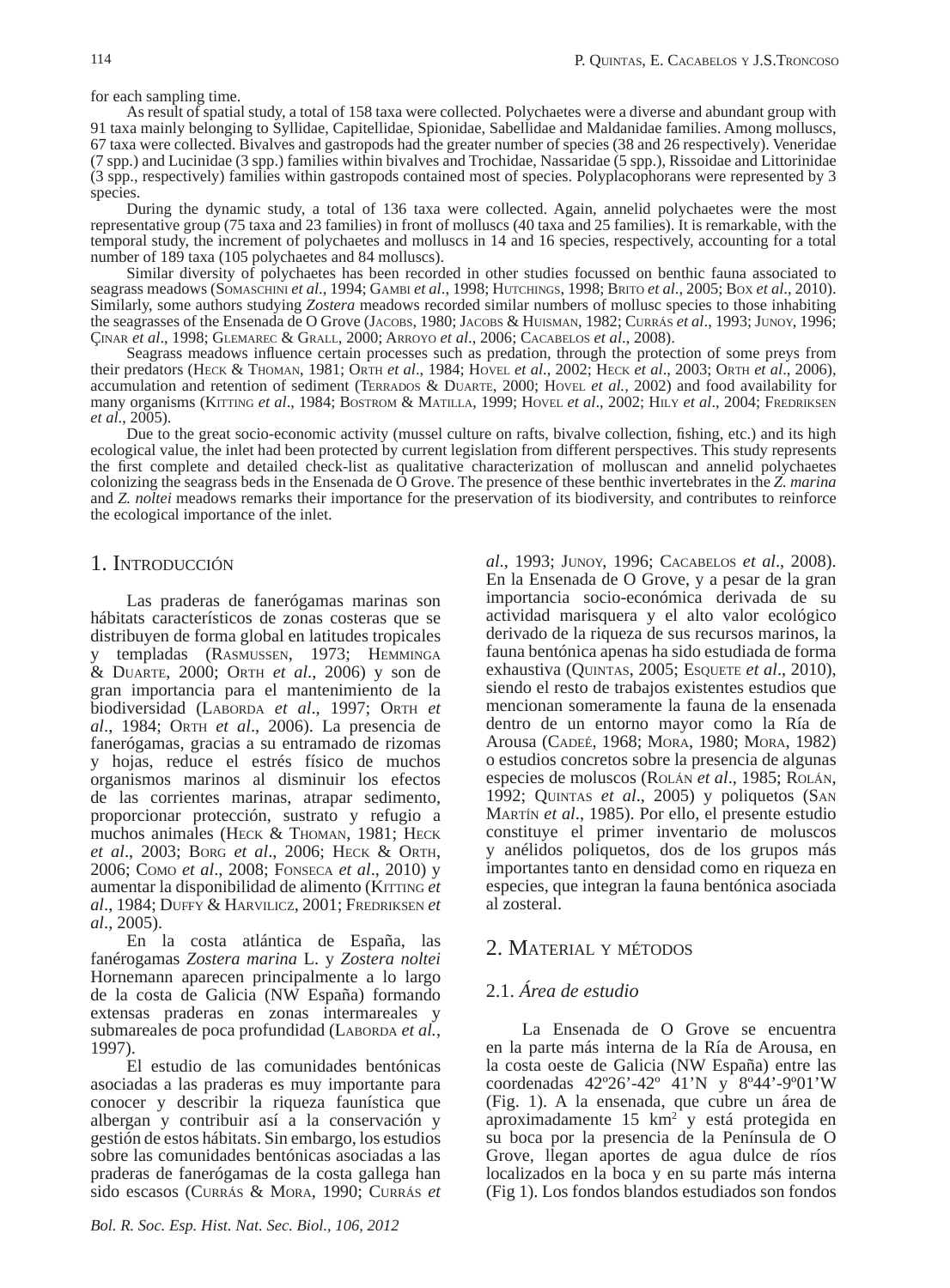for each sampling time.

As result of spatial study, a total of 158 taxa were collected. Polychaetes were a diverse and abundant group with 91 taxa mainly belonging to Syllidae, Capitellidae, Spionidae, Sabellidae and Maldanidae families. Among molluscs, 67 taxa were collected. Bivalves and gastropods had the greater number of species (38 and 26 respectively). Veneridae (7 spp.) and Lucinidae (3 spp.) families within bivalves and Trochidae, Nassaridae (5 spp.), Rissoidae and Littorinidae (3 spp., respectively) families within gastropods contained most of species. Polyplacophorans were represented by 3 species.

During the dynamic study, a total of 136 taxa were collected. Again, annelid polychaetes were the most representative group (75 taxa and 23 families) in front of molluscs (40 taxa and 25 families). It is remarkable, with the temporal study, the increment of polychaetes and molluscs in 14 and 16 species, respectively, accounting for a total number of 189 taxa (105 polychaetes and 84 molluscs).

Similar diversity of polychaetes has been recorded in other studies focussed on benthic fauna associated to seagrass meadows (Somaschini *et al*., 1994; Gambi *et al*., 1998; Hutchings, 1998; Brito *et al*., 2005; Box *et al*., 2010). Similarly, some authors studying *Zostera* meadows recorded similar numbers of mollusc species to those inhabiting the seagrasses of the Ensenada de O Grove (Jacobs, 1980; Jacobs & Huisman, 1982; Currás *et al*., 1993; Junoy, 1996; Çinar *et al*., 1998; Glemarec & Grall, 2000; Arroyo *et al*., 2006; Cacabelos *et al*., 2008).

Seagrass meadows influence certain processes such as predation, through the protection of some preys from their predators (Heck & Thoman, 1981; Orth *et al*., 1984; Hovel *et al*., 2002; Heck *et al*., 2003; Orth *et al*., 2006), accumulation and retention of sediment (Terrados & Duarte, 2000; Hovel *et al.*, 2002) and food availability for many organisms (Kitting *et al*., 1984; Bostrom & Matilla, 1999; Hovel *et al*., 2002; Hily *et al*., 2004; Fredriksen *et al*., 2005).

Due to the great socio-economic activity (mussel culture on rafts, bivalve collection, fishing, etc.) and its high ecological value, the inlet had been protected by current legislation from different perspectives. This study represents the first complete and detailed check-list as qualitative characterization of molluscan and annelid polychaetes colonizing the seagrass beds in the Ensenada de O Grove. The presence of these benthic invertebrates in the *Z. marina* and *Z. noltei* meadows remarks their importance for the preservation of its biodiversity, and contributes to reinforce the ecological importance of the inlet.

## 1. Introducción

Las praderas de fanerógamas marinas son hábitats característicos de zonas costeras que se distribuyen de forma global en latitudes tropicales y templadas (Rasmussen, 1973; Hemminga & Duarte, 2000; Orth *et al*., 2006) y son de gran importancia para el mantenimiento de la biodiversidad (Laborda *et al*., 1997; Orth *et al*., 1984; Orth *et al*., 2006). La presencia de fanerógamas, gracias a su entramado de rizomas y hojas, reduce el estrés físico de muchos organismos marinos al disminuir los efectos de las corrientes marinas, atrapar sedimento, proporcionar protección, sustrato y refugio a muchos animales (Heck & Thoman, 1981; Heck *et al*., 2003; Borg *et al*., 2006; Heck & Orth, 2006; Como *et al*., 2008; Fonseca *et al*., 2010) y aumentar la disponibilidad de alimento (Kitting *et al*., 1984; Duffy & Harvilicz, 2001; Fredriksen *et al*., 2005).

En la costa atlántica de España, las fanérogamas *Zostera marina* L. y *Zostera noltei* Hornemann aparecen principalmente a lo largo de la costa de Galicia (NW España) formando extensas praderas en zonas intermareales y submareales de poca profundidad (Laborda *et al.*, 1997).

El estudio de las comunidades bentónicas asociadas a las praderas es muy importante para conocer y describir la riqueza faunística que albergan y contribuir así a la conservación y gestión de estos hábitats. Sin embargo, los estudios sobre las comunidades bentónicas asociadas a las praderas de fanerógamas de la costa gallega han sido escasos (Currás & Mora, 1990; Currás *et al*., 1993; Junoy, 1996; Cacabelos *et al*., 2008). En la Ensenada de O Grove, y a pesar de la gran importancia socio-económica derivada de su actividad marisquera y el alto valor ecológico derivado de la riqueza de sus recursos marinos, la fauna bentónica apenas ha sido estudiada de forma exhaustiva (Quintas, 2005; Esquete *et al*., 2010), siendo el resto de trabajos existentes estudios que mencionan someramente la fauna de la ensenada dentro de un entorno mayor como la Ría de Arousa (Cadeé, 1968; Mora, 1980; Mora, 1982) o estudios concretos sobre la presencia de algunas especies de moluscos (Rolán *et al*., 1985; Rolán, 1992; Quintas *et al*., 2005) y poliquetos (San Martín *et al*., 1985). Por ello, el presente estudio constituye el primer inventario de moluscos y anélidos poliquetos, dos de los grupos más importantes tanto en densidad como en riqueza en especies, que integran la fauna bentónica asociada al zosteral.

## 2. Material y métodos

### 2.1. *Área de estudio*

La Ensenada de O Grove se encuentra en la parte más interna de la Ría de Arousa, en la costa oeste de Galicia (NW España) entre las coordenadas 42º26’-42º 41’N y 8º44’-9º01’W (Fig. 1). A la ensenada, que cubre un área de aproximadamente 15 km$^2$ y está protegida en su boca por la presencia de la Península de O Grove, llegan aportes de agua dulce de ríos localizados en la boca y en su parte más interna (Fig 1). Los fondos blandos estudiados son fondos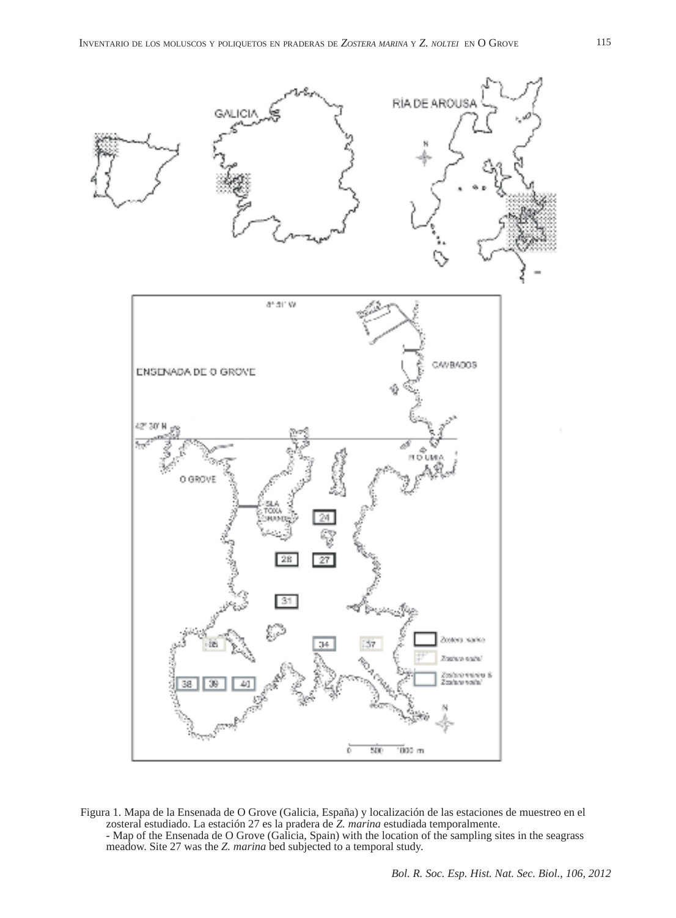Figura 1. Mapa de la Ensenada de O Grove (Galicia, España) y localización de las estaciones de muestreo en el zosteral estudiado. La estación 27 es la pradera de *Z. marina* estudiada temporalmente.
- Map of the Ensenada de O Grove (Galicia, Spain) with the location of the sampling sites in the seagrass meadow. Site 27 was the *Z. marina* bed subjected to a temporal study.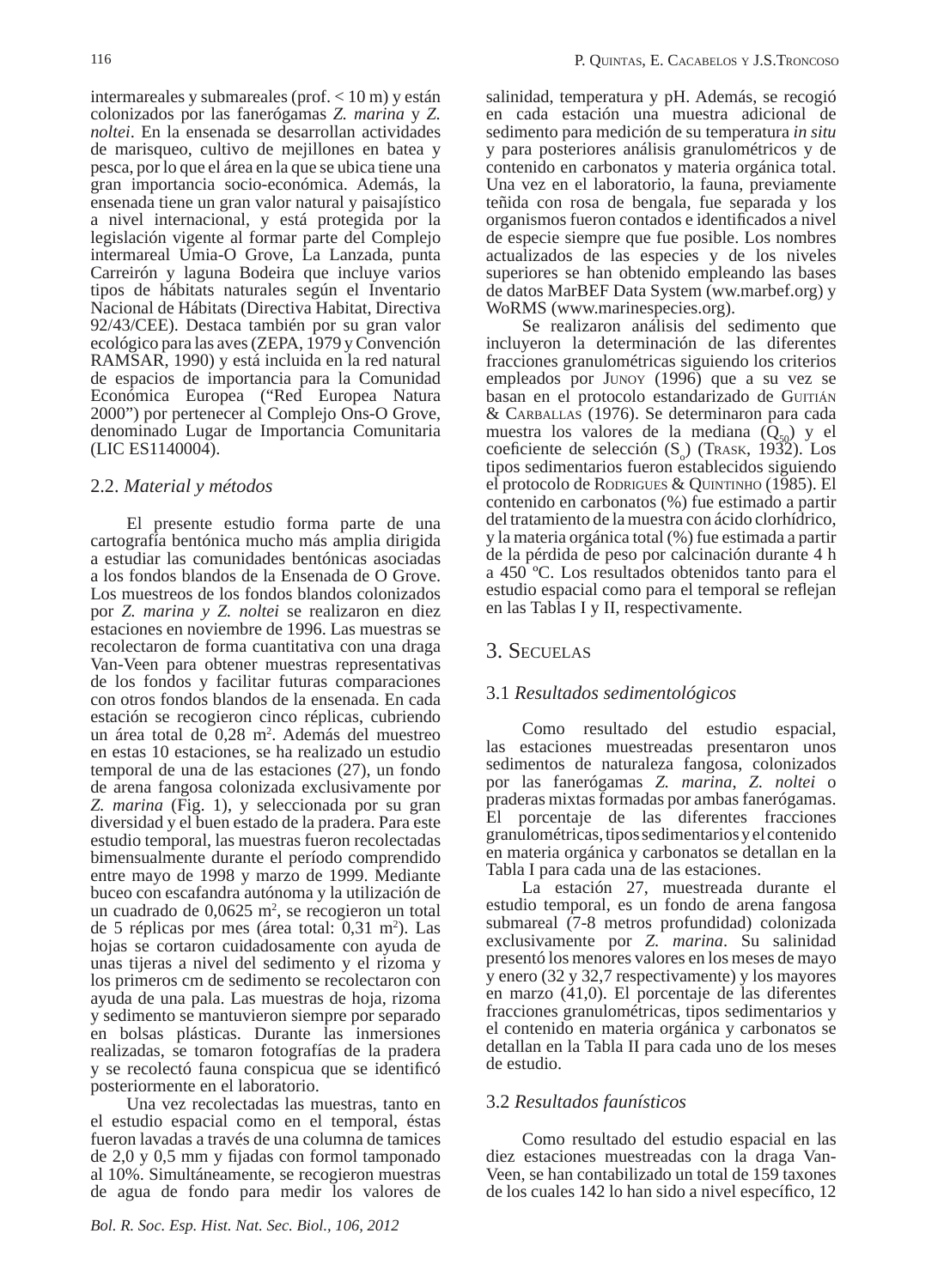intermareales y submareales (prof. < 10 m) y están colonizados por las fanerógamas *Z. marina* y *Z. noltei*. En la ensenada se desarrollan actividades de marisqueo, cultivo de mejillones en batea y pesca, por lo que el área en la que se ubica tiene una gran importancia socio-económica. Además, la ensenada tiene un gran valor natural y paisajístico a nivel internacional, y está protegida por la legislación vigente al formar parte del Complejo intermareal Umia-O Grove, La Lanzada, punta Carreirón y laguna Bodeira que incluye varios tipos de hábitats naturales según el Inventario Nacional de Hábitats (Directiva Habitat, Directiva 92/43/CEE). Destaca también por su gran valor ecológico para las aves (ZEPA, 1979 y Convención RAMSAR, 1990) y está incluida en la red natural de espacios de importancia para la Comunidad Económica Europea ("Red Europea Natura 2000") por pertenecer al Complejo Ons-O Grove, denominado Lugar de Importancia Comunitaria (LIC ES1140004).

## 2.2. *Material y métodos*

El presente estudio forma parte de una cartografía bentónica mucho más amplia dirigida a estudiar las comunidades bentónicas asociadas a los fondos blandos de la Ensenada de O Grove. Los muestreos de los fondos blandos colonizados por *Z. marina y Z. noltei* se realizaron en diez estaciones en noviembre de 1996. Las muestras se recolectaron de forma cuantitativa con una draga Van-Veen para obtener muestras representativas de los fondos y facilitar futuras comparaciones con otros fondos blandos de la ensenada. En cada estación se recogieron cinco réplicas, cubriendo un área total de 0,28 m$^2$. Además del muestreo en estas 10 estaciones, se ha realizado un estudio temporal de una de las estaciones (27), un fondo de arena fangosa colonizada exclusivamente por *Z. marina* (Fig. 1), y seleccionada por su gran diversidad y el buen estado de la pradera. Para este estudio temporal, las muestras fueron recolectadas bimensualmente durante el período comprendido entre mayo de 1998 y marzo de 1999. Mediante buceo con escafandra autónoma y la utilización de un cuadrado de 0,0625 m$^2$, se recogieron un total de 5 réplicas por mes (área total: 0,31 m$^2$). Las hojas se cortaron cuidadosamente con ayuda de unas tijeras a nivel del sedimento y el rizoma y los primeros cm de sedimento se recolectaron con ayuda de una pala. Las muestras de hoja, rizoma y sedimento se mantuvieron siempre por separado en bolsas plásticas. Durante las inmersiones realizadas, se tomaron fotografías de la pradera y se recolectó fauna conspicua que se identificó posteriormente en el laboratorio.

Una vez recolectadas las muestras, tanto en el estudio espacial como en el temporal, éstas fueron lavadas a través de una columna de tamices de 2,0 y 0,5 mm y fijadas con formol tamponado al 10%. Simultáneamente, se recogieron muestras de agua de fondo para medir los valores de salinidad, temperatura y pH. Además, se recogió en cada estación una muestra adicional de sedimento para medición de su temperatura *in situ* y para posteriores análisis granulométricos y de contenido en carbonatos y materia orgánica total. Una vez en el laboratorio, la fauna, previamente teñida con rosa de bengala, fue separada y los organismos fueron contados e identificados a nivel de especie siempre que fue posible. Los nombres actualizados de las especies y de los niveles superiores se han obtenido empleando las bases de datos MarBEF Data System (ww.marbef.org) y WoRMS (www.marinespecies.org).

Se realizaron análisis del sedimento que incluyeron la determinación de las diferentes fracciones granulométricas siguiendo los criterios empleados por Junoy (1996) que a su vez se basan en el protocolo estandarizado de Guitián & Carballas (1976). Se determinaron para cada muestra los valores de la mediana ($Q_{50}$) y el coeficiente de selección ($S_o$) (Trask, 1932). Los tipos sedimentarios fueron establecidos siguiendo el protocolo de Rodrigues & Quintinho (1985). El contenido en carbonatos (%) fue estimado a partir del tratamiento de la muestra con ácido clorhídrico, y la materia orgánica total (%) fue estimada a partir de la pérdida de peso por calcinación durante 4 h a 450 ºC. Los resultados obtenidos tanto para el estudio espacial como para el temporal se reflejan en las Tablas I y II, respectivamente.

# 3. Secuelas

## 3.1 *Resultados sedimentológicos*

Como resultado del estudio espacial, las estaciones muestreadas presentaron unos sedimentos de naturaleza fangosa, colonizados por las fanerógamas *Z. marina*, *Z. noltei* o praderas mixtas formadas por ambas fanerógamas. El porcentaje de las diferentes fracciones granulométricas, tipos sedimentarios y el contenido en materia orgánica y carbonatos se detallan en la Tabla I para cada una de las estaciones.

La estación 27, muestreada durante el estudio temporal, es un fondo de arena fangosa submareal (7-8 metros profundidad) colonizada exclusivamente por *Z. marina*. Su salinidad presentó los menores valores en los meses de mayo y enero (32 y 32,7 respectivamente) y los mayores en marzo (41,0). El porcentaje de las diferentes fracciones granulométricas, tipos sedimentarios y el contenido en materia orgánica y carbonatos se detallan en la Tabla II para cada uno de los meses de estudio.

## 3.2 *Resultados faunísticos*

Como resultado del estudio espacial en las diez estaciones muestreadas con la draga Van-Veen, se han contabilizado un total de 159 taxones de los cuales 142 lo han sido a nivel específico, 12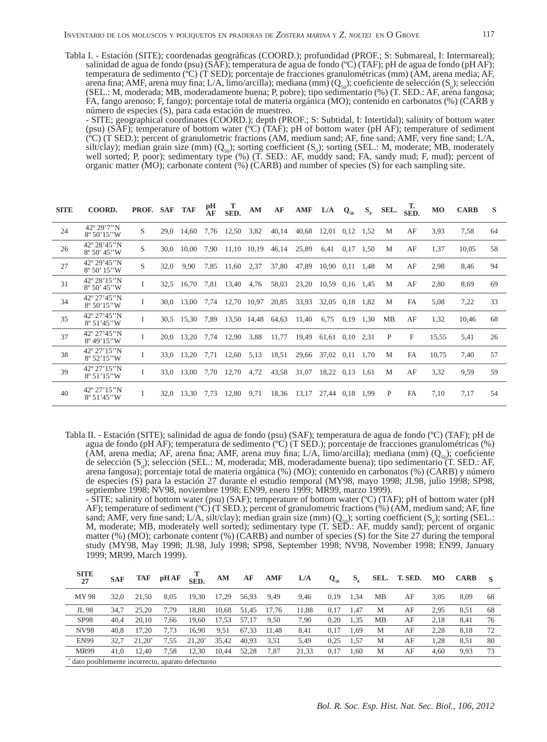Tabla I. - Estación (SITE); coordenadas geográficas (COORD.); profundidad (PROF.; S: Submareal, I: Intermareal); salinidad de agua de fondo (psu) (SAF); temperatura de agua de fondo (ºC) (TAF); pH de agua de fondo (pH AF); temperatura de sedimento (ºC) (T SED); porcentaje de fracciones granulométricas (mm) (AM, arena media; AF, arena fina; AMF, arena muy fina; L/A, limo/arcilla); mediana (mm) ($Q_{50}$); coeficiente de selección ($S_0$); selección (SEL.: M, moderada; MB, moderadamente buena; P, pobre); tipo sedimentario (%) (T. SED.: AF, arena fangosa; FA, fango arenoso; F, fango); porcentaje total de materia orgánica (MO); contenido en carbonatos (%) (CARB y número de especies (S), para cada estación de muestreo.

- SITE; geographical coordinates (COORD.); depth (PROF.; S: Subtidal, I: Intertidal); salinity of bottom water (psu) (SAF); temperature of bottom water (ºC) (TAF); pH of bottom water (pH AF); temperature of sediment (ºC) (T SED.); percent of granulometric fractions (mm) (AM, medium sand; AF, fine sand; AMF, very fine sand; L/A, silt/clay); median grain size (mm) ($Q_{50}$); sorting coefficient ($S_0$); sorting (SEL.: M, moderate; MB, moderately well sorted; P, poor); sedimentary type (%) (T. SED.: AF, muddy sand; FA, sandy mud; F, mud); percent of organic matter (MO); carbonate content (%) (CARB) and number of species (S) for each sampling site.

| SITE | COORD. | PROF. | SAF | TAF | pH AF | T SED. | AM | AF | AMF | L/A | $Q_{50}$ | $S_0$ | SEL. | T. SED. | MO | CARB | S |
|---|---|---|---|---|---|---|---|---|---|---|---|---|---|---|---|---|---|
| 24 | 42º 29'7''N 8º 50'15''W | S | 29,0 | 14,60 | 7,76 | 12,50 | 3,82 | 40,14 | 40,68 | 12,01 | 0,12 | 1,52 | M | AF | 3,93 | 7,58 | 64 |
| 26 | 42º 28'45''N 8º 50' 45''W | S | 30,0 | 10,00 | 7,90 | 11,10 | 10,19 | 46,14 | 25,89 | 6,41 | 0,17 | 1,50 | M | AF | 1,37 | 10,05 | 58 |
| 27 | 42º 29'45''N 8º 50' 15''W | S | 32,0 | 9,90 | 7,85 | 11,60 | 2,37 | 37,80 | 47,89 | 10,90 | 0,11 | 1,48 | M | AF | 2,98 | 8,46 | 94 |
| 31 | 42º 28'15''N 8º 50' 45''W | I | 32,5 | 16,70 | 7,81 | 13,40 | 4,76 | 58,03 | 23,20 | 10,59 | 0,16 | 1,45 | M | AF | 2,80 | 8,69 | 69 |
| 34 | 42º 27'45''N 8º 50'15''W | I | 30,0 | 13,00 | 7,74 | 12,70 | 10,97 | 20,85 | 33,93 | 32,05 | 0,18 | 1,82 | M | FA | 5,08 | 7,22 | 33 |
| 35 | 42º 27'45''N 8º 51'45''W | I | 30,5 | 15,30 | 7,89 | 13,50 | 14,48 | 64,63 | 11,40 | 6,75 | 0,19 | 1,30 | MB | AF | 1,32 | 10,46 | 68 |
| 37 | 42º 27'45''N 8º 49'15''W | I | 20,0 | 13,20 | 7,74 | 12,90 | 3,88 | 11,77 | 19,49 | 61,61 | 0,10 | 2,31 | P | F | 15,55 | 5,41 | 26 |
| 38 | 42º 27'15''N 8º 52'15''W | I | 33,0 | 13,20 | 7,71 | 12,60 | 5,13 | 18,51 | 29,66 | 37,02 | 0,11 | 1,70 | M | FA | 10,75 | 7,40 | 57 |
| 39 | 42º 27'15''N 8º 51'15''W | I | 33,0 | 13,00 | 7,70 | 12,70 | 4,72 | 43,58 | 31,07 | 18,22 | 0,13 | 1,61 | M | AF | 3,32 | 9,59 | 59 |
| 40 | 42º 27'15''N 8º 51'45''W | I | 32,0 | 13,30 | 7,73 | 12,80 | 9,71 | 18,36 | 13,17 | 27,44 | 0,18 | 1,99 | P | FA | 7,10 | 7,17 | 54 |

Tabla II. - Estación (SITE); salinidad de agua de fondo (psu) (SAF); temperatura de agua de fondo (ºC) (TAF); pH de agua de fondo (pH AF); temperatura de sedimento (ºC) (T SED.); porcentaje de fracciones granulométricas (%) (AM, arena media; AF, arena fina; AMF, arena muy fina; L/A, limo/arcilla); mediana (mm) ($Q_{50}$); coeficiente de selección ($S_0$); selección (SEL.: M, moderada; MB, moderadamente buena); tipo sedimentario (T. SED.: AF, arena fangosa); porcentaje total de materia orgánica (%) (MO); contenido en carbonatos (%) (CARB) y número de especies (S) para la estación 27 durante el estudio temporal (MY98, mayo 1998; JL98, julio 1998; SP98, septiembre 1998; NV98, noviembre 1998; EN99, enero 1999; MR99, marzo 1999).

- SITE; salinity of bottom water (psu) (SAF); temperature of bottom water (ºC) (TAF); pH of bottom water (pH AF); temperature of sediment (ºC) (T SED.); percent of granulometric fractions (%) (AM, medium sand; AF, fine sand; AMF, very fine sand; L/A, silt/clay); median grain size (mm) ($Q_{50}$); sorting coefficient ($S_0$); sorting (SEL.: M, moderate; MB, moderately well sorted); sedimentary type (T. SED.: AF, muddy sand); percent of organic matter (%) (MO); carbonate content (%) (CARB) and number of species (S) for the Site 27 during the temporal study (MY98, May 1998; JL98, July 1998; SP98, September 1998; NV98, November 1998; EN99, January 1999; MR99, March 1999).

| SITE 27 | SAF | TAF | pH AF | T SED. | AM | AF | AMF | L/A | $Q_{50}$ | $S_0$ | SEL. | T. SED. | MO | CARB | S |
|---|---|---|---|---|---|---|---|---|---|---|---|---|---|---|---|
| MY 98 | 32,0 | 21,50 | 8,05 | 19,30 | 17,29 | 56,93 | 9,49 | 9,46 | 0,19 | 1,34 | MB | AF | 3,05 | 8,09 | 68 |
| JL 98 | 34,7 | 25,20 | 7,79 | 18,80 | 10,68 | 51,45 | 17,76 | 11,88 | 0,17 | 1,47 | M | AF | 2,95 | 8,51 | 68 |
| SP98 | 40,4 | 20,10 | 7,66 | 19,60 | 17,53 | 57,17 | 9,50 | 7,90 | 0,20 | 1,35 | MB | AF | 2,18 | 8,41 | 76 |
| NV98 | 40,8 | 17,20 | 7,73 | 16,90 | 9,51 | 67,33 | 11,48 | 8,41 | 0,17 | 1,69 | M | AF | 2,28 | 8,18 | 72 |
| EN99 | 32,7 | 21,20* | 7,55 | 21,20* | 35,42 | 40,93 | 3,51 | 5,49 | 0,25 | 1,57 | M | AF | 1,28 | 8,51 | 80 |
| MR99 | 41,0 | 12,40 | 7,58 | 12,30 | 10,44 | 52,28 | 7,87 | 21,33 | 0,17 | 1,60 | M | AF | 4,60 | 9,93 | 73 |

* dato posiblemente incorrecto, aparato defectuoso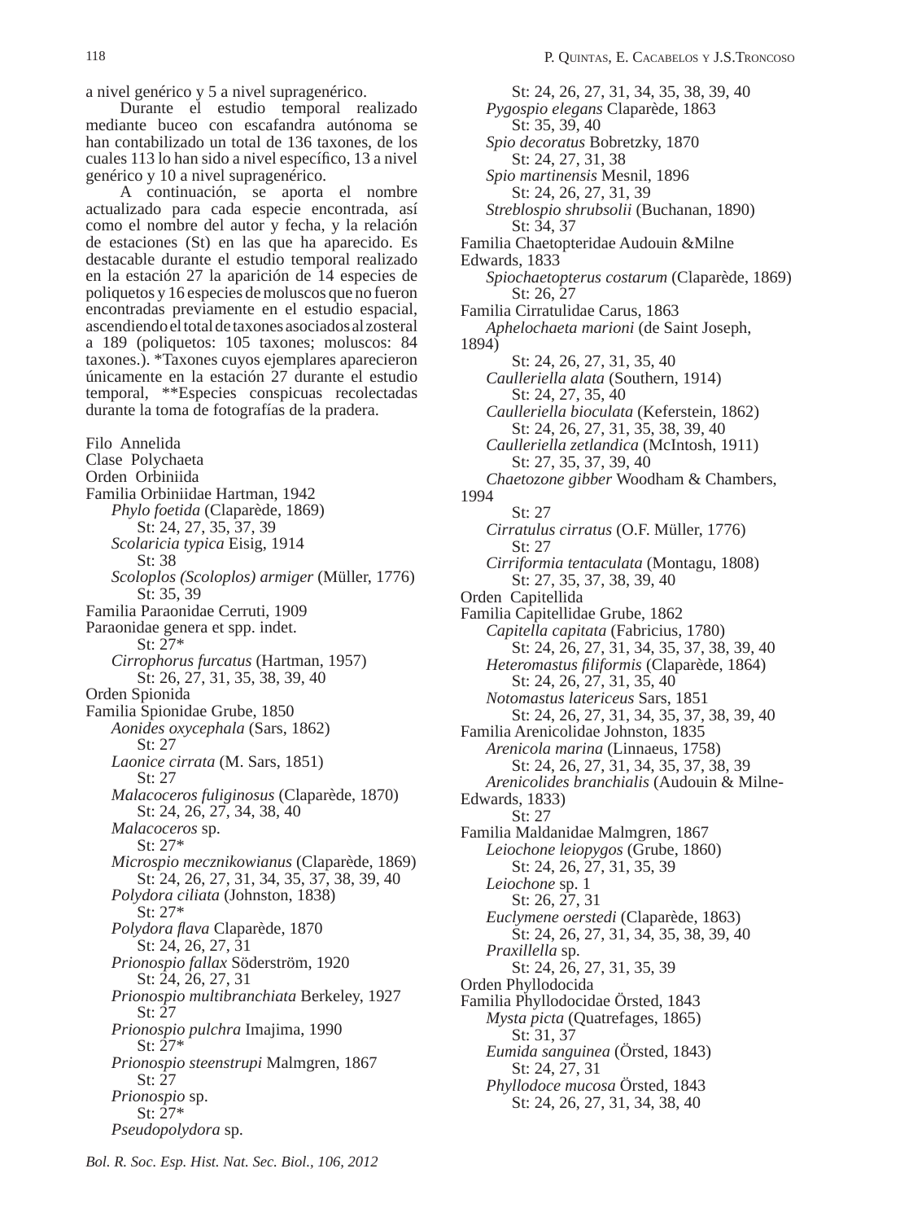a nivel genérico y 5 a nivel supragenérico.

Durante el estudio temporal realizado mediante buceo con escafandra autónoma se han contabilizado un total de 136 taxones, de los cuales 113 lo han sido a nivel específico, 13 a nivel genérico y 10 a nivel supragenérico.

A continuación, se aporta el nombre actualizado para cada especie encontrada, así como el nombre del autor y fecha, y la relación de estaciones (St) en las que ha aparecido. Es destacable durante el estudio temporal realizado en la estación 27 la aparición de 14 especies de poliquetos y 16 especies de moluscos que no fueron encontradas previamente en el estudio espacial, ascendiendo el total de taxones asociados al zosteral a 189 (poliquetos: 105 taxones; moluscos: 84 taxones.). *Taxones cuyos ejemplares aparecieron únicamente en la estación 27 durante el estudio temporal, **Especies conspicuas recolectadas durante la toma de fotografías de la pradera.

Filo Annelida
Clase Polychaeta
Orden Orbiniida
Familia Orbiniidae Hartman, 1942
*Phylo foetida* (Claparède, 1869)
St: 24, 27, 35, 37, 39
*Scolaricia typica* Eisig, 1914
St: 38
*Scoloplos (Scoloplos) armiger* (Müller, 1776)
St: 35, 39
Familia Paraonidae Cerruti, 1909
Paraonidae genera et spp. indet.
St: 27*
*Cirrophorus furcatus* (Hartman, 1957)
St: 26, 27, 31, 35, 38, 39, 40
Orden Spionida
Familia Spionidae Grube, 1850
*Aonides oxycephala* (Sars, 1862)
St: 27
*Laonice cirrata* (M. Sars, 1851)
St: 27
*Malacoceros fuliginosus* (Claparède, 1870)
St: 24, 26, 27, 34, 38, 40
*Malacoceros* sp.
St: 27*
*Microspio mecznikowianus* (Claparède, 1869)
St: 24, 26, 27, 31, 34, 35, 37, 38, 39, 40
*Polydora ciliata* (Johnston, 1838)
St: 27*
*Polydora flava* Claparède, 1870
St: 24, 26, 27, 31
*Prionospio fallax* Söderström, 1920
St: 24, 26, 27, 31
*Prionospio multibranchiata* Berkeley, 1927
St: 27
*Prionospio pulchra* Imajima, 1990
St: 27*
*Prionospio steenstrupi* Malmgren, 1867
St: 27
*Prionospio* sp.
St: 27*
*Pseudopolydora* sp.
St: 24, 26, 27, 31, 34, 35, 38, 39, 40
*Pygospio elegans* Claparède, 1863
St: 35, 39, 40
*Spio decoratus* Bobretzky, 1870
St: 24, 27, 31, 38
*Spio martinensis* Mesnil, 1896
St: 24, 26, 27, 31, 39
*Streblospio shrubsolii* (Buchanan, 1890)
St: 34, 37
Familia Chaetopteridae Audouin &Milne Edwards, 1833
*Spiochaetopterus costarum* (Claparède, 1869)
St: 26, 27
Familia Cirratulidae Carus, 1863
*Aphelochaeta marioni* (de Saint Joseph, 1894)
St: 24, 26, 27, 31, 35, 40
*Caulleriella alata* (Southern, 1914)
St: 24, 27, 35, 40
*Caulleriella bioculata* (Keferstein, 1862)
St: 24, 26, 27, 31, 35, 38, 39, 40
*Caulleriella zetlandica* (McIntosh, 1911)
St: 27, 35, 37, 39, 40
*Chaetozone gibber* Woodham & Chambers, 1994
St: 27
*Cirratulus cirratus* (O.F. Müller, 1776)
St: 27
*Cirriformia tentaculata* (Montagu, 1808)
St: 27, 35, 37, 38, 39, 40
Orden Capitellida
Familia Capitellidae Grube, 1862
*Capitella capitata* (Fabricius, 1780)
St: 24, 26, 27, 31, 34, 35, 37, 38, 39, 40
*Heteromastus filiformis* (Claparède, 1864)
St: 24, 26, 27, 31, 35, 40
*Notomastus latericeus* Sars, 1851
St: 24, 26, 27, 31, 34, 35, 37, 38, 39, 40
Familia Arenicolidae Johnston, 1835
*Arenicola marina* (Linnaeus, 1758)
St: 24, 26, 27, 31, 34, 35, 37, 38, 39
*Arenicolides branchialis* (Audouin & Milne-Edwards, 1833)
St: 27
Familia Maldanidae Malmgren, 1867
*Leiochone leiopygos* (Grube, 1860)
St: 24, 26, 27, 31, 35, 39
*Leiochone* sp. 1
St: 26, 27, 31
*Euclymene oerstedi* (Claparède, 1863)
St: 24, 26, 27, 31, 34, 35, 38, 39, 40
*Praxillella* sp.
St: 24, 26, 27, 31, 35, 39
Orden Phyllodocida
Familia Phyllodocidae Örsted, 1843
*Mysta picta* (Quatrefages, 1865)
St: 31, 37
*Eumida sanguinea* (Örsted, 1843)
St: 24, 27, 31
*Phyllodoce mucosa* Örsted, 1843
St: 24, 26, 27, 31, 34, 38, 40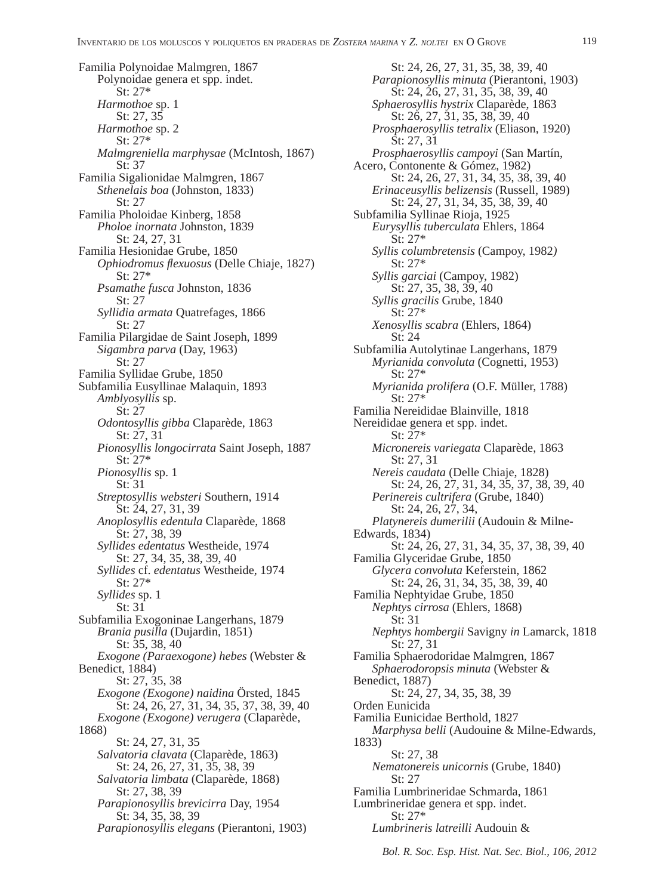Familia Polynoidae Malmgren, 1867

Polynoidae genera et spp. indet.
St: 27*

*Harmothoe* sp. 1
St: 27, 35

*Harmothoe* sp. 2
St: 27*

*Malmgreniella marphysae* (McIntosh, 1867)
St: 37

Familia Sigalionidae Malmgren, 1867

*Sthenelais boa* (Johnston, 1833)
St: 27

Familia Pholoidae Kinberg, 1858

*Pholoe inornata* Johnston, 1839
St: 24, 27, 31

Familia Hesionidae Grube, 1850

*Ophiodromus flexuosus* (Delle Chiaje, 1827)
St: 27*

*Psamathe fusca* Johnston, 1836
St: 27

*Syllidia armata* Quatrefages, 1866
St: 27

Familia Pilargidae de Saint Joseph, 1899

*Sigambra parva* (Day, 1963)
St: 27

Familia Syllidae Grube, 1850

Subfamilia Eusyllinae Malaquin, 1893

*Amblyosyllis* sp.
St: 27

*Odontosyllis gibba* Claparède, 1863
St: 27, 31

*Pionosyllis longocirrata* Saint Joseph, 1887
St: 27*

*Pionosyllis* sp. 1
St: 31

*Streptosyllis websteri* Southern, 1914
St: 24, 27, 31, 39

*Anoplosyllis edentula* Claparède, 1868
St: 27, 38, 39

*Syllides edentatus* Westheide, 1974
St: 27, 34, 35, 38, 39, 40

*Syllides* cf. *edentatus* Westheide, 1974
St: 27*

*Syllides* sp. 1
St: 31

Subfamilia Exogoninae Langerhans, 1879

*Brania pusilla* (Dujardin, 1851)
St: 35, 38, 40

*Exogone (Paraexogone) hebes* (Webster & Benedict, 1884)
St: 27, 35, 38

*Exogone (Exogone) naidina* Örsted, 1845
St: 24, 26, 27, 31, 34, 35, 37, 38, 39, 40

*Exogone (Exogone) verugera* (Claparède, 1868)
St: 24, 27, 31, 35

*Salvatoria clavata* (Claparède, 1863)
St: 24, 26, 27, 31, 35, 38, 39

*Salvatoria limbata* (Claparède, 1868)
St: 27, 38, 39

*Parapionosyllis brevicirra* Day, 1954
St: 34, 35, 38, 39

*Parapionosyllis elegans* (Pierantoni, 1903)
St: 24, 26, 27, 31, 35, 38, 39, 40

*Parapionosyllis minuta* (Pierantoni, 1903)
St: 24, 26, 27, 31, 35, 38, 39, 40

*Sphaerosyllis hystrix* Claparède, 1863
St: 26, 27, 31, 35, 38, 39, 40

*Prosphaerosyllis tetralix* (Eliason, 1920)
St: 27, 31

*Prosphaerosyllis campoyi* (San Martín, Acero, Contonente & Gómez, 1982)
St: 24, 26, 27, 31, 34, 35, 38, 39, 40

*Erinaceusyllis belizensis* (Russell, 1989)
St: 24, 27, 31, 34, 35, 38, 39, 40

Subfamilia Syllinae Rioja, 1925

*Eurysyllis tuberculata* Ehlers, 1864
St: 27*

*Syllis columbretensis* (Campoy, 1982)
St: 27*

*Syllis garciai* (Campoy, 1982)
St: 27, 35, 38, 39, 40

*Syllis gracilis* Grube, 1840
St: 27*

*Xenosyllis scabra* (Ehlers, 1864)
St: 24

Subfamilia Autolytinae Langerhans, 1879

*Myrianida convoluta* (Cognetti, 1953)
St: 27*

*Myrianida prolifera* (O.F. Müller, 1788)
St: 27*

Familia Nereididae Blainville, 1818

Nereididae genera et spp. indet.
St: 27*

*Micronereis variegata* Claparède, 1863
St: 27, 31

*Nereis caudata* (Delle Chiaje, 1828)
St: 24, 26, 27, 31, 34, 35, 37, 38, 39, 40

*Perinereis cultrifera* (Grube, 1840)
St: 24, 26, 27, 34,

*Platynereis dumerilii* (Audouin & Milne-Edwards, 1834)
St: 24, 26, 27, 31, 34, 35, 37, 38, 39, 40

Familia Glyceridae Grube, 1850

*Glycera convoluta* Keferstein, 1862
St: 24, 26, 31, 34, 35, 38, 39, 40

Familia Nephtyidae Grube, 1850

*Nephtys cirrosa* (Ehlers, 1868)
St: 31

*Nephtys hombergii* Savigny *in* Lamarck, 1818
St: 27, 31

Familia Sphaerodoridae Malmgren, 1867

*Sphaerodoropsis minuta* (Webster & Benedict, 1887)
St: 24, 27, 34, 35, 38, 39

Orden Eunicida

Familia Eunicidae Berthold, 1827

*Marphysa belli* (Audouine & Milne-Edwards, 1833)
St: 27, 38

*Nematonereis unicornis* (Grube, 1840)
St: 27

Familia Lumbrineridae Schmarda, 1861

Lumbrineridae genera et spp. indet.
St: 27*

*Lumbrineris latreilli* Audouin &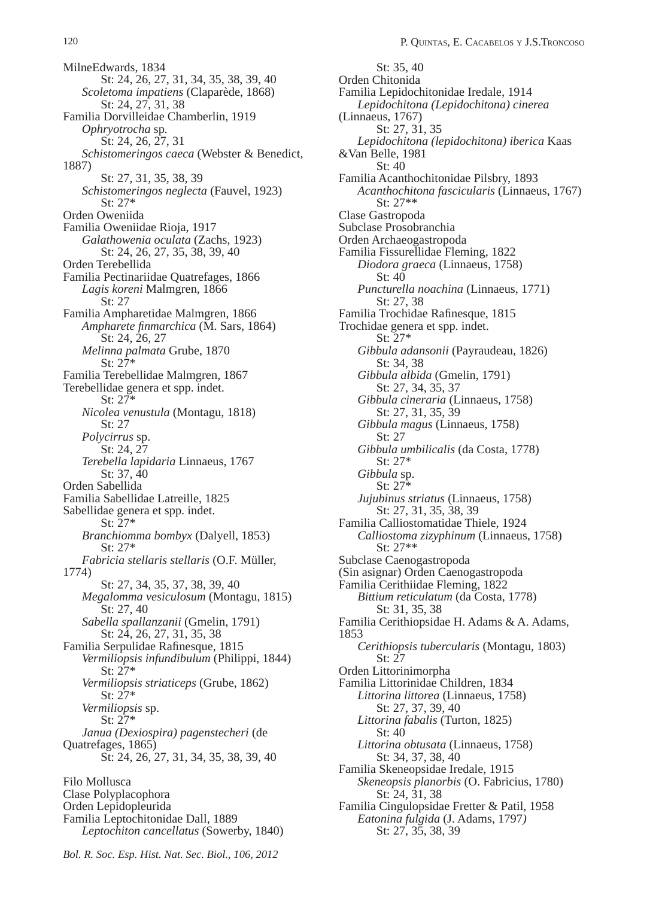MilneEdwards, 1834
St: 24, 26, 27, 31, 34, 35, 38, 39, 40
*Scoletoma impatiens* (Claparède, 1868)
St: 24, 27, 31, 38
Familia Dorvilleidae Chamberlin, 1919
*Ophryotrocha* sp.
St: 24, 26, 27, 31
*Schistomeringos caeca* (Webster & Benedict, 1887)
St: 27, 31, 35, 38, 39
*Schistomeringos neglecta* (Fauvel, 1923)
St: 27*
Orden Oweniida
Familia Oweniidae Rioja, 1917
*Galathowenia oculata* (Zachs, 1923)
St: 24, 26, 27, 35, 38, 39, 40
Orden Terebellida
Familia Pectinariidae Quatrefages, 1866
*Lagis koreni* Malmgren, 1866
St: 27
Familia Ampharetidae Malmgren, 1866
*Ampharete finmarchica* (M. Sars, 1864)
St: 24, 26, 27
*Melinna palmata* Grube, 1870
St: 27*
Familia Terebellidae Malmgren, 1867
Terebellidae genera et spp. indet.
St: 27*
*Nicolea venustula* (Montagu, 1818)
St: 27
*Polycirrus* sp.
St: 24, 27
*Terebella lapidaria* Linnaeus, 1767
St: 37, 40
Orden Sabellida
Familia Sabellidae Latreille, 1825
Sabellidae genera et spp. indet.
St: 27*
*Branchiomma bombyx* (Dalyell, 1853)
St: 27*
*Fabricia stellaris stellaris* (O.F. Müller, 1774)
St: 27, 34, 35, 37, 38, 39, 40
*Megalomma vesiculosum* (Montagu, 1815)
St: 27, 40
*Sabella spallanzanii* (Gmelin, 1791)
St: 24, 26, 27, 31, 35, 38
Familia Serpulidae Rafinesque, 1815
*Vermiliopsis infundibulum* (Philippi, 1844)
St: 27*
*Vermiliopsis striaticeps* (Grube, 1862)
St: 27*
*Vermiliopsis* sp.
St: 27*
*Janua (Dexiospira) pagenstecheri* (de Quatrefages, 1865)
St: 24, 26, 27, 31, 34, 35, 38, 39, 40

Filo Mollusca
Clase Polyplacophora
Orden Lepidopleurida
Familia Leptochitonidae Dall, 1889
*Leptochiton cancellatus* (Sowerby, 1840)
St: 35, 40
Orden Chitonida
Familia Lepidochitonidae Iredale, 1914
*Lepidochitona (Lepidochitona) cinerea* (Linnaeus, 1767)
St: 27, 31, 35
*Lepidochitona (lepidochitona) iberica* Kaas &Van Belle, 1981
St: 40
Familia Acanthochitonidae Pilsbry, 1893
*Acanthochitona fascicularis* (Linnaeus, 1767)
St: 27**
Clase Gastropoda
Subclase Prosobranchia
Orden Archaeogastropoda
Familia Fissurellidae Fleming, 1822
*Diodora graeca* (Linnaeus, 1758)
St: 40
*Puncturella noachina* (Linnaeus, 1771)
St: 27, 38
Familia Trochidae Rafinesque, 1815
Trochidae genera et spp. indet.
St: 27*
*Gibbula adansonii* (Payraudeau, 1826)
St: 34, 38
*Gibbula albida* (Gmelin, 1791)
St: 27, 34, 35, 37
*Gibbula cineraria* (Linnaeus, 1758)
St: 27, 31, 35, 39
*Gibbula magus* (Linnaeus, 1758)
St: 27
*Gibbula umbilicalis* (da Costa, 1778)
St: 27*
*Gibbula* sp.
St: 27*
*Jujubinus striatus* (Linnaeus, 1758)
St: 27, 31, 35, 38, 39
Familia Calliostomatidae Thiele, 1924
*Calliostoma zizyphinum* (Linnaeus, 1758)
St: 27**
Subclase Caenogastropoda
(Sin asignar) Orden Caenogastropoda
Familia Cerithiidae Fleming, 1822
*Bittium reticulatum* (da Costa, 1778)
St: 31, 35, 38
Familia Cerithiopsidae H. Adams & A. Adams, 1853
*Cerithiopsis tubercularis* (Montagu, 1803)
St: 27
Orden Littorinimorpha
Familia Littorinidae Children, 1834
*Littorina littorea* (Linnaeus, 1758)
St: 27, 37, 39, 40
*Littorina fabalis* (Turton, 1825)
St: 40
*Littorina obtusata* (Linnaeus, 1758)
St: 34, 37, 38, 40
Familia Skeneopsidae Iredale, 1915
*Skeneopsis planorbis* (O. Fabricius, 1780)
St: 24, 31, 38
Familia Cingulopsidae Fretter & Patil, 1958
*Eatonina fulgida* (J. Adams, 1797)
St: 27, 35, 38, 39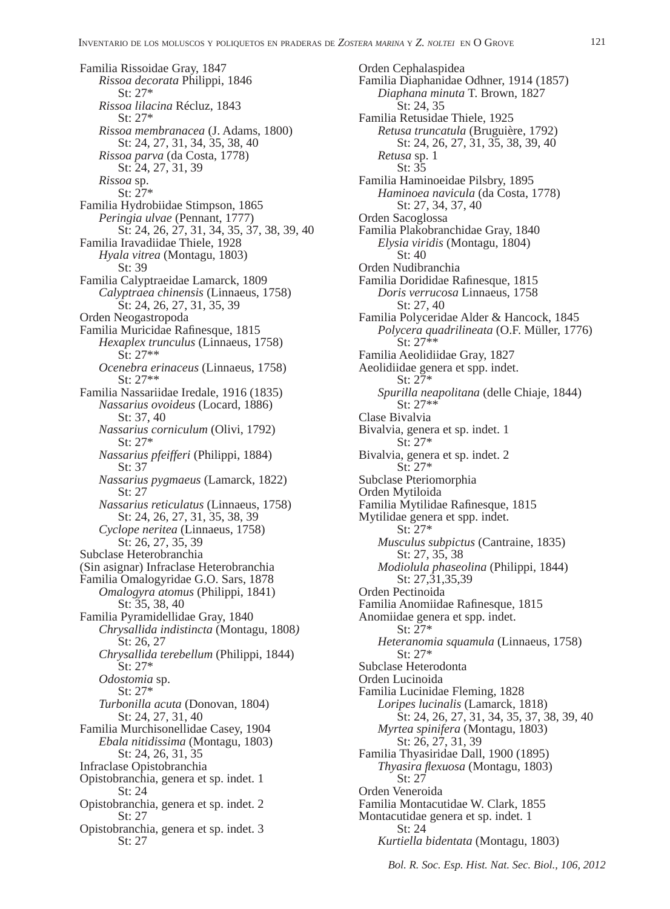Familia Rissoidae Gray, 1847
*Rissoa decorata* Philippi, 1846
St: 27*
*Rissoa lilacina* Récluz, 1843
St: 27*
*Rissoa membranacea* (J. Adams, 1800)
St: 24, 27, 31, 34, 35, 38, 40
*Rissoa parva* (da Costa, 1778)
St: 24, 27, 31, 39
*Rissoa* sp.
St: 27*
Familia Hydrobiidae Stimpson, 1865
*Peringia ulvae* (Pennant, 1777)
St: 24, 26, 27, 31, 34, 35, 37, 38, 39, 40
Familia Iravadiidae Thiele, 1928
*Hyala vitrea* (Montagu, 1803)
St: 39
Familia Calyptraeidae Lamarck, 1809
*Calyptraea chinensis* (Linnaeus, 1758)
St: 24, 26, 27, 31, 35, 39
Orden Neogastropoda
Familia Muricidae Rafinesque, 1815
*Hexaplex trunculus* (Linnaeus, 1758)
St: 27**
*Ocenebra erinaceus* (Linnaeus, 1758)
St: 27**
Familia Nassariidae Iredale, 1916 (1835)
*Nassarius ovoideus* (Locard, 1886)
St: 37, 40
*Nassarius corniculum* (Olivi, 1792)
St: 27*
*Nassarius pfeifferi* (Philippi, 1884)
St: 37
*Nassarius pygmaeus* (Lamarck, 1822)
St: 27
*Nassarius reticulatus* (Linnaeus, 1758)
St: 24, 26, 27, 31, 35, 38, 39
*Cyclope neritea* (Linnaeus, 1758)
St: 26, 27, 35, 39
Subclase Heterobranchia
(Sin asignar) Infraclase Heterobranchia
Familia Omalogyridae G.O. Sars, 1878
*Omalogyra atomus* (Philippi, 1841)
St: 35, 38, 40
Familia Pyramidellidae Gray, 1840
*Chrysallida indistincta* (Montagu, 1808)
St: 26, 27
*Chrysallida terebellum* (Philippi, 1844)
St: 27*
*Odostomia* sp.
St: 27*
*Turbonilla acuta* (Donovan, 1804)
St: 24, 27, 31, 40
Familia Murchisonellidae Casey, 1904
*Ebala nitidissima* (Montagu, 1803)
St: 24, 26, 31, 35
Infraclase Opistobranchia
Opistobranchia, genera et sp. indet. 1
St: 24
Opistobranchia, genera et sp. indet. 2
St: 27
Opistobranchia, genera et sp. indet. 3
St: 27

Orden Cephalaspidea
Familia Diaphanidae Odhner, 1914 (1857)
*Diaphana minuta* T. Brown, 1827
St: 24, 35
Familia Retusidae Thiele, 1925
*Retusa truncatula* (Bruguière, 1792)
St: 24, 26, 27, 31, 35, 38, 39, 40
*Retusa* sp. 1
St: 35
Familia Haminoeidae Pilsbry, 1895
*Haminoea navicula* (da Costa, 1778)
St: 27, 34, 37, 40
Orden Sacoglossa
Familia Plakobranchidae Gray, 1840
*Elysia viridis* (Montagu, 1804)
St: 40
Orden Nudibranchia
Familia Dorididae Rafinesque, 1815
*Doris verrucosa* Linnaeus, 1758
St: 27, 40
Familia Polyceridae Alder & Hancock, 1845
*Polycera quadrilineata* (O.F. Müller, 1776)
St: 27**
Familia Aeolidiidae Gray, 1827
Aeolidiidae genera et spp. indet.
St: 27*
*Spurilla neapolitana* (delle Chiaje, 1844)
St: 27**
Clase Bivalvia
Bivalvia, genera et sp. indet. 1
St: 27*
Bivalvia, genera et sp. indet. 2
St: 27*
Subclase Pteriomorphia
Orden Mytiloida
Familia Mytilidae Rafinesque, 1815
Mytilidae genera et spp. indet.
St: 27*
*Musculus subpictus* (Cantraine, 1835)
St: 27, 35, 38
*Modiolula phaseolina* (Philippi, 1844)
St: 27,31,35,39
Orden Pectinoida
Familia Anomiidae Rafinesque, 1815
Anomiidae genera et spp. indet.
St: 27*
*Heteranomia squamula* (Linnaeus, 1758)
St: 27*
Subclase Heterodonta
Orden Lucinoida
Familia Lucinidae Fleming, 1828
*Loripes lucinalis* (Lamarck, 1818)
St: 24, 26, 27, 31, 34, 35, 37, 38, 39, 40
*Myrtea spinifera* (Montagu, 1803)
St: 26, 27, 31, 39
Familia Thyasiridae Dall, 1900 (1895)
*Thyasira flexuosa* (Montagu, 1803)
St: 27
Orden Veneroida
Familia Montacutidae W. Clark, 1855
Montacutidae genera et sp. indet. 1
St: 24
*Kurtiella bidentata* (Montagu, 1803)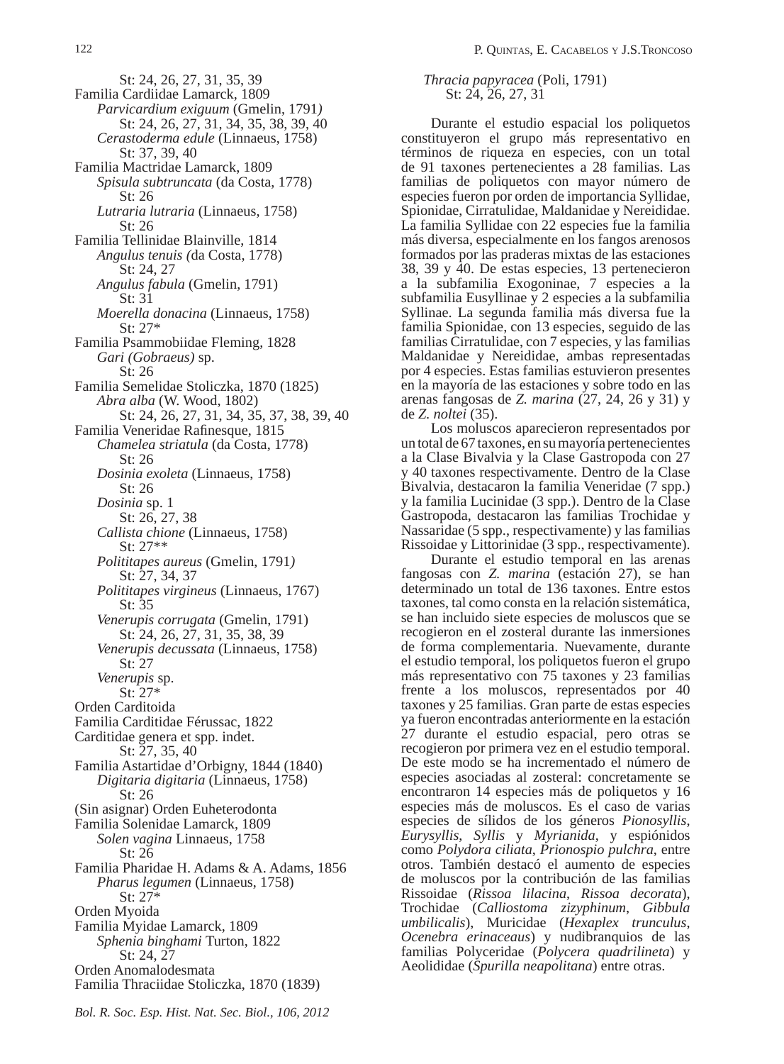St: 24, 26, 27, 31, 35, 39

Familia Cardiidae Lamarck, 1809

*Parvicardium exiguum* (Gmelin, 1791)

St: 24, 26, 27, 31, 34, 35, 38, 39, 40

*Cerastoderma edule* (Linnaeus, 1758)

St: 37, 39, 40

Familia Mactridae Lamarck, 1809

*Spisula subtruncata* (da Costa, 1778)

St: 26

*Lutraria lutraria* (Linnaeus, 1758)

St: 26

Familia Tellinidae Blainville, 1814

*Angulus tenuis (*da Costa, 1778)

St: 24, 27

*Angulus fabula* (Gmelin, 1791)

St: 31

*Moerella donacina* (Linnaeus, 1758)

St: 27*

Familia Psammobiidae Fleming, 1828

*Gari (Gobraeus)* sp.

St: 26

Familia Semelidae Stoliczka, 1870 (1825)

*Abra alba* (W. Wood, 1802)

St: 24, 26, 27, 31, 34, 35, 37, 38, 39, 40

Familia Veneridae Rafinesque, 1815

*Chamelea striatula* (da Costa, 1778)

St: 26

*Dosinia exoleta* (Linnaeus, 1758)

St: 26

*Dosinia* sp. 1

St: 26, 27, 38

*Callista chione* (Linnaeus, 1758)

St: 27**

*Polititapes aureus* (Gmelin, 1791)

St: 27, 34, 37

*Polititapes virgineus* (Linnaeus, 1767)

St: 35

*Venerupis corrugata* (Gmelin, 1791)

St: 24, 26, 27, 31, 35, 38, 39

*Venerupis decussata* (Linnaeus, 1758)

St: 27

*Venerupis* sp.

St: 27*

Orden Carditoida

Familia Carditidae Férussac, 1822

Carditidae genera et spp. indet.

St: 27, 35, 40

Familia Astartidae d'Orbigny, 1844 (1840)

*Digitaria digitaria* (Linnaeus, 1758)

St: 26

(Sin asignar) Orden Euheterodonta

Familia Solenidae Lamarck, 1809

*Solen vagina* Linnaeus, 1758

St: 26

Familia Pharidae H. Adams & A. Adams, 1856

*Pharus legumen* (Linnaeus, 1758)

St: 27*

Orden Myoida

Familia Myidae Lamarck, 1809

*Sphenia binghami* Turton, 1822

St: 24, 27

Orden Anomalodesmata

Familia Thraciidae Stoliczka, 1870 (1839)

*Thracia papyracea* (Poli, 1791)

St: 24, 26, 27, 31

Durante el estudio espacial los poliquetos constituyeron el grupo más representativo en términos de riqueza en especies, con un total de 91 taxones pertenecientes a 28 familias. Las familias de poliquetos con mayor número de especies fueron por orden de importancia Syllidae, Spionidae, Cirratulidae, Maldanidae y Nereididae. La familia Syllidae con 22 especies fue la familia más diversa, especialmente en los fangos arenosos formados por las praderas mixtas de las estaciones 38, 39 y 40. De estas especies, 13 pertenecieron a la subfamilia Exogoninae, 7 especies a la subfamilia Eusyllinae y 2 especies a la subfamilia Syllinae. La segunda familia más diversa fue la familia Spionidae, con 13 especies, seguido de las familias Cirratulidae, con 7 especies, y las familias Maldanidae y Nereididae, ambas representadas por 4 especies. Estas familias estuvieron presentes en la mayoría de las estaciones y sobre todo en las arenas fangosas de *Z. marina* (27, 24, 26 y 31) y de *Z. noltei* (35).

Los moluscos aparecieron representados por un total de 67 taxones, en su mayoría pertenecientes a la Clase Bivalvia y la Clase Gastropoda con 27 y 40 taxones respectivamente. Dentro de la Clase Bivalvia, destacaron la familia Veneridae (7 spp.) y la familia Lucinidae (3 spp.). Dentro de la Clase Gastropoda, destacaron las familias Trochidae y Nassaridae (5 spp., respectivamente) y las familias Rissoidae y Littorinidae (3 spp., respectivamente).

Durante el estudio temporal en las arenas fangosas con *Z. marina* (estación 27), se han determinado un total de 136 taxones. Entre estos taxones, tal como consta en la relación sistemática, se han incluido siete especies de moluscos que se recogieron en el zosteral durante las inmersiones de forma complementaria. Nuevamente, durante el estudio temporal, los poliquetos fueron el grupo más representativo con 75 taxones y 23 familias frente a los moluscos, representados por 40 taxones y 25 familias. Gran parte de estas especies ya fueron encontradas anteriormente en la estación 27 durante el estudio espacial, pero otras se recogieron por primera vez en el estudio temporal. De este modo se ha incrementado el número de especies asociadas al zosteral: concretamente se encontraron 14 especies más de poliquetos y 16 especies más de moluscos. Es el caso de varias especies de sílidos de los géneros *Pionosyllis*, *Eurysyllis*, *Syllis* y *Myrianida*, y espiónidos como *Polydora ciliata*, *Prionospio pulchra*, entre otros. También destacó el aumento de especies de moluscos por la contribución de las familias Rissoidae (*Rissoa lilacina*, *Rissoa decorata*), Trochidae (*Calliostoma zizyphinum*, *Gibbula umbilicalis*), Muricidae (*Hexaplex trunculus*, *Ocenebra erinaceaus*) y nudibranquios de las familias Polyceridae (*Polycera quadrilineta*) y Aeolididae (*Spurilla neapolitana*) entre otras.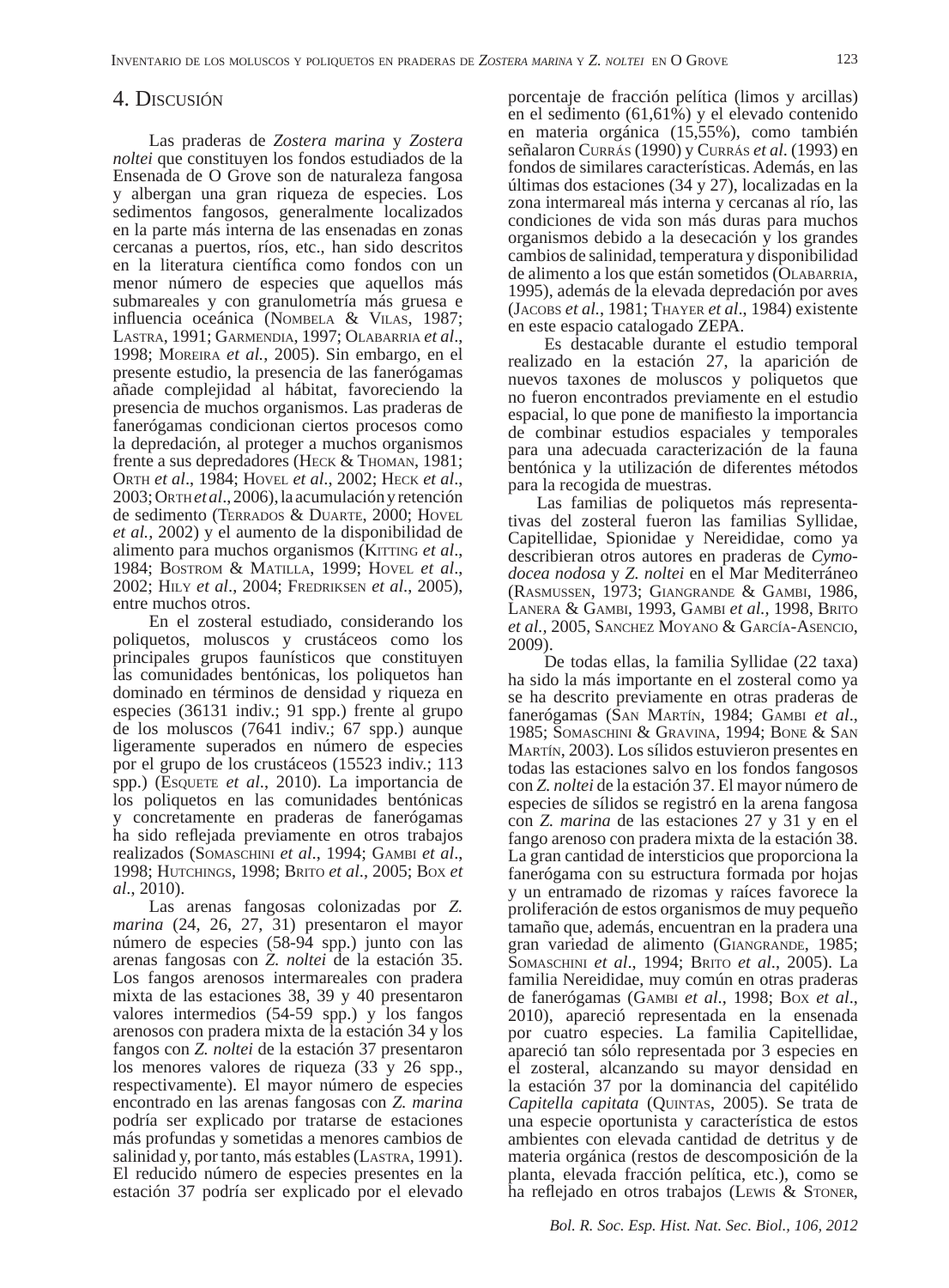## 4. Discusión

Las praderas de *Zostera marina* y *Zostera noltei* que constituyen los fondos estudiados de la Ensenada de O Grove son de naturaleza fangosa y albergan una gran riqueza de especies. Los sedimentos fangosos, generalmente localizados en la parte más interna de las ensenadas en zonas cercanas a puertos, ríos, etc., han sido descritos en la literatura científica como fondos con un menor número de especies que aquellos más submareales y con granulometría más gruesa e influencia oceánica (Nombela & Vilas, 1987; Lastra, 1991; Garmendia, 1997; Olabarria *et al*., 1998; Moreira *et al.*, 2005). Sin embargo, en el presente estudio, la presencia de las fanerógamas añade complejidad al hábitat, favoreciendo la presencia de muchos organismos. Las praderas de fanerógamas condicionan ciertos procesos como la depredación, al proteger a muchos organismos frente a sus depredadores (Heck & Thoman, 1981; Orth *et al*., 1984; Hovel *et al*., 2002; Heck *et al*., 2003; Orth *et al*., 2006), la acumulación y retención de sedimento (Terrados & Duarte, 2000; Hovel *et al.,* 2002) y el aumento de la disponibilidad de alimento para muchos organismos (Kitting *et al*., 1984; Bostrom & Matilla, 1999; Hovel *et al*., 2002; Hily *et al*., 2004; Fredriksen *et al*., 2005), entre muchos otros.

En el zosteral estudiado, considerando los poliquetos, moluscos y crustáceos como los principales grupos faunísticos que constituyen las comunidades bentónicas, los poliquetos han dominado en términos de densidad y riqueza en especies (36131 indiv.; 91 spp.) frente al grupo de los moluscos (7641 indiv.; 67 spp.) aunque ligeramente superados en número de especies por el grupo de los crustáceos (15523 indiv.; 113 spp.) (Esquete *et al*., 2010). La importancia de los poliquetos en las comunidades bentónicas y concretamente en praderas de fanerógamas ha sido reflejada previamente en otros trabajos realizados (Somaschini *et al*., 1994; Gambi *et al*., 1998; Hutchings, 1998; Brito *et al*., 2005; Box *et al*., 2010).

Las arenas fangosas colonizadas por *Z. marina* (24, 26, 27, 31) presentaron el mayor número de especies (58-94 spp.) junto con las arenas fangosas con *Z. noltei* de la estación 35. Los fangos arenosos intermareales con pradera mixta de las estaciones 38, 39 y 40 presentaron valores intermedios (54-59 spp.) y los fangos arenosos con pradera mixta de la estación 34 y los fangos con *Z. noltei* de la estación 37 presentaron los menores valores de riqueza (33 y 26 spp., respectivamente). El mayor número de especies encontrado en las arenas fangosas con *Z. marina* podría ser explicado por tratarse de estaciones más profundas y sometidas a menores cambios de salinidad y, por tanto, más estables (Lastra, 1991). El reducido número de especies presentes en la estación 37 podría ser explicado por el elevado porcentaje de fracción pelítica (limos y arcillas) en el sedimento (61,61%) y el elevado contenido en materia orgánica (15,55%), como también señalaron Currás (1990) y Currás *et al.* (1993) en fondos de similares características. Además, en las últimas dos estaciones (34 y 27), localizadas en la zona intermareal más interna y cercanas al río, las condiciones de vida son más duras para muchos organismos debido a la desecación y los grandes cambios de salinidad, temperatura y disponibilidad de alimento a los que están sometidos (Olabarria, 1995), además de la elevada depredación por aves (Jacobs *et al.*, 1981; Thayer *et al*., 1984) existente en este espacio catalogado ZEPA.

Es destacable durante el estudio temporal realizado en la estación 27, la aparición de nuevos taxones de moluscos y poliquetos que no fueron encontrados previamente en el estudio espacial, lo que pone de manifiesto la importancia de combinar estudios espaciales y temporales para una adecuada caracterización de la fauna bentónica y la utilización de diferentes métodos para la recogida de muestras.

Las familias de poliquetos más representativas del zosteral fueron las familias Syllidae, Capitellidae, Spionidae y Nereididae, como ya describieran otros autores en praderas de *Cymodocea nodosa* y *Z. noltei* en el Mar Mediterráneo (Rasmussen, 1973; Giangrande & Gambi, 1986, Lanera & Gambi, 1993, Gambi *et al.*, 1998, Brito *et al.,* 2005, Sanchez Moyano & García-Asencio, 2009).

De todas ellas, la familia Syllidae (22 taxa) ha sido la más importante en el zosteral como ya se ha descrito previamente en otras praderas de fanerógamas (San Martín, 1984; Gambi *et al*., 1985; Somaschini & Gravina, 1994; Bone & San Martín, 2003). Los sílidos estuvieron presentes en todas las estaciones salvo en los fondos fangosos con *Z. noltei* de la estación 37. El mayor número de especies de sílidos se registró en la arena fangosa con *Z. marina* de las estaciones 27 y 31 y en el fango arenoso con pradera mixta de la estación 38. La gran cantidad de intersticios que proporciona la fanerógama con su estructura formada por hojas y un entramado de rizomas y raíces favorece la proliferación de estos organismos de muy pequeño tamaño que, además, encuentran en la pradera una gran variedad de alimento (Giangrande, 1985; Somaschini *et al*., 1994; Brito *et al*., 2005). La familia Nereididae, muy común en otras praderas de fanerógamas (Gambi *et al*., 1998; Box *et al*., 2010), apareció representada en la ensenada por cuatro especies. La familia Capitellidae, apareció tan sólo representada por 3 especies en el zosteral, alcanzando su mayor densidad en la estación 37 por la dominancia del capitélido *Capitella capitata* (Quintas, 2005). Se trata de una especie oportunista y característica de estos ambientes con elevada cantidad de detritus y de materia orgánica (restos de descomposición de la planta, elevada fracción pelítica, etc.), como se ha reflejado en otros trabajos (Lewis & Stoner,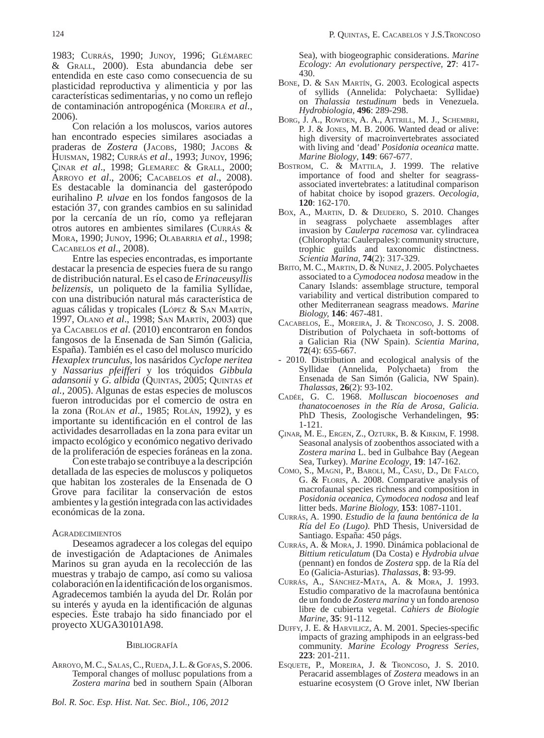1983; Currás, 1990; Junoy, 1996; Glémarec & Grall, 2000). Esta abundancia debe ser entendida en este caso como consecuencia de su plasticidad reproductiva y alimenticia y por las características sedimentarias, y no como un reflejo de contaminación antropogénica (Moreira *et al*., 2006).

Con relación a los moluscos, varios autores han encontrado especies similares asociadas a praderas de *Zostera* (Jacobs, 1980; Jacobs & Huisman, 1982; Currás *et al*., 1993; Junoy, 1996; Çinar *et al*., 1998; Glemarec & Grall, 2000; Arroyo *et al*., 2006; Cacabelos *et al*., 2008). Es destacable la dominancia del gasterópodo eurihalino *P. ulvae* en los fondos fangosos de la estación 37, con grandes cambios en su salinidad por la cercanía de un río, como ya reflejaran otros autores en ambientes similares (Currás & Mora, 1990; Junoy, 1996; Olabarria *et al*., 1998; Cacabelos *et al*., 2008).

Entre las especies encontradas, es importante destacar la presencia de especies fuera de su rango de distribución natural. Es el caso de *Erinaceusyllis belizensis*, un poliqueto de la familia Syllidae, con una distribución natural más característica de aguas cálidas y tropicales (López & San Martín, 1997, Olano *et al*., 1998; San Martín, 2003) que ya Cacabelos *et al*. (2010) encontraron en fondos fangosos de la Ensenada de San Simón (Galicia, España). También es el caso del molusco murícido *Hexaplex trunculus*, los nasáridos *Cyclope neritea* y *Nassarius pfeifferi* y los tróquidos *Gibbula adansonii* y *G. albida* (Quintas, 2005; Quintas *et al.,* 2005). Algunas de estas especies de moluscos fueron introducidas por el comercio de ostra en la zona (Rolán *et al*., 1985; Rolán, 1992), y es importante su identificación en el control de las actividades desarrolladas en la zona para evitar un impacto ecológico y económico negativo derivado de la proliferación de especies foráneas en la zona.

Con este trabajo se contribuye a la descripción detallada de las especies de moluscos y poliquetos que habitan los zosterales de la Ensenada de O Grove para facilitar la conservación de estos ambientes y la gestión integrada con las actividades económicas de la zona.

## Agradecimientos

Deseamos agradecer a los colegas del equipo de investigación de Adaptaciones de Animales Marinos su gran ayuda en la recolección de las muestras y trabajo de campo, así como su valiosa colaboración en la identificación de los organismos. Agradecemos también la ayuda del Dr. Rolán por su interés y ayuda en la identificación de algunas especies. Este trabajo ha sido financiado por el proyecto XUGA30101A98.

## Bibliografía

Arroyo, M. C., Salas, C., Rueda, J. L. & Gofas, S. 2006. Temporal changes of mollusc populations from a *Zostera marina* bed in southern Spain (Alboran Sea), with biogeographic considerations. *Marine Ecology: An evolutionary perspective*, **27**: 417-430.

Bone, D. & San Martín, G. 2003. Ecological aspects of syllids (Annelida: Polychaeta: Syllidae) on *Thalassia testudinum* beds in Venezuela. *Hydrobiologia,* **496**: 289-298.

Borg, J. A., Rowden, A. A., Attrill, M. J., Schembri, P. J. & Jones, M. B. 2006. Wanted dead or alive: high diversity of macroinvertebrates associated with living and 'dead' *Posidonia oceanica* matte. *Marine Biology*, **149**: 667-677.

Bostrom, C. & Mattila, J. 1999. The relative importance of food and shelter for seagrass-associated invertebrates: a latitudinal comparison of habitat choice by isopod grazers. *Oecologia*, **120**: 162-170.

Box, A., Martin, D. & Deudero, S. 2010. Changes in seagrass polychaete assemblages after invasion by *Caulerpa racemosa* var. cylindracea (Chlorophyta: Caulerpales): community structure, trophic guilds and taxonomic distinctness. *Scientia Marina*, **74**(2): 317-329.

Brito, M. C., Martin, D. & Nunez, J. 2005. Polychaetes associated to a *Cymodocea nodosa* meadow in the Canary Islands: assemblage structure, temporal variability and vertical distribution compared to other Mediterranean seagrass meadows. *Marine Biology,* **146**: 467-481.

Cacabelos, E., Moreira, J. & Troncoso, J. S. 2008. Distribution of Polychaeta in soft-bottoms of a Galician Ria (NW Spain). *Scientia Marina*, **72**(4): 655-667.

- 2010. Distribution and ecological analysis of the Syllidae (Annelida, Polychaeta) from the Ensenada de San Simón (Galicia, NW Spain). *Thalassas*, **26**(2): 93-102.

Cadée, G. C. 1968. *Molluscan biocoenoses and thanatocoenoses in the Ría de Arosa, Galicia.* PhD Thesis, Zoologische Verhandelingen, **95**: 1-121.

Çinar, M. E., Ergen, Z., Ozturk, B. & Kirkim, F. 1998. Seasonal analysis of zoobenthos associated with a *Zostera marina* L. bed in Gulbahce Bay (Aegean Sea, Turkey). *Marine Ecology*, **19**: 147-162.

Como, S., Magni, P., Baroli, M., Casu, D., De Falco, G. & Floris, A. 2008. Comparative analysis of macrofaunal species richness and composition in *Posidonia oceanica*, *Cymodocea nodosa* and leaf litter beds. *Marine Biology*, **153**: 1087-1101.

Currás, A. 1990. *Estudio de la fauna bentónica de la Ría del Eo (Lugo).* PhD Thesis, Universidad de Santiago. España: 450 págs.

Currás, A. & Mora, J. 1990. Dinámica poblacional de *Bittium reticulatum* (Da Costa) e *Hydrobia ulvae* (pennant) en fondos de *Zostera* spp. de la Ría del Eo (Galicia-Asturias). *Thalassas*, **8**: 93-99.

Currás, A., Sánchez-Mata, A. & Mora, J. 1993. Estudio comparativo de la macrofauna bentónica de un fondo de *Zostera marina* y un fondo arenoso libre de cubierta vegetal. *Cahiers de Biologie Marine*, **35**: 91-112.

Duffy, J. E. & Harvilicz, A. M. 2001. Species-specific impacts of grazing amphipods in an eelgrass-bed community. *Marine Ecology Progress Series*, **223**: 201-211.

Esquete, P., Moreira, J. & Troncoso, J. S. 2010. Peracarid assemblages of *Zostera* meadows in an estuarine ecosystem (O Grove inlet, NW Iberian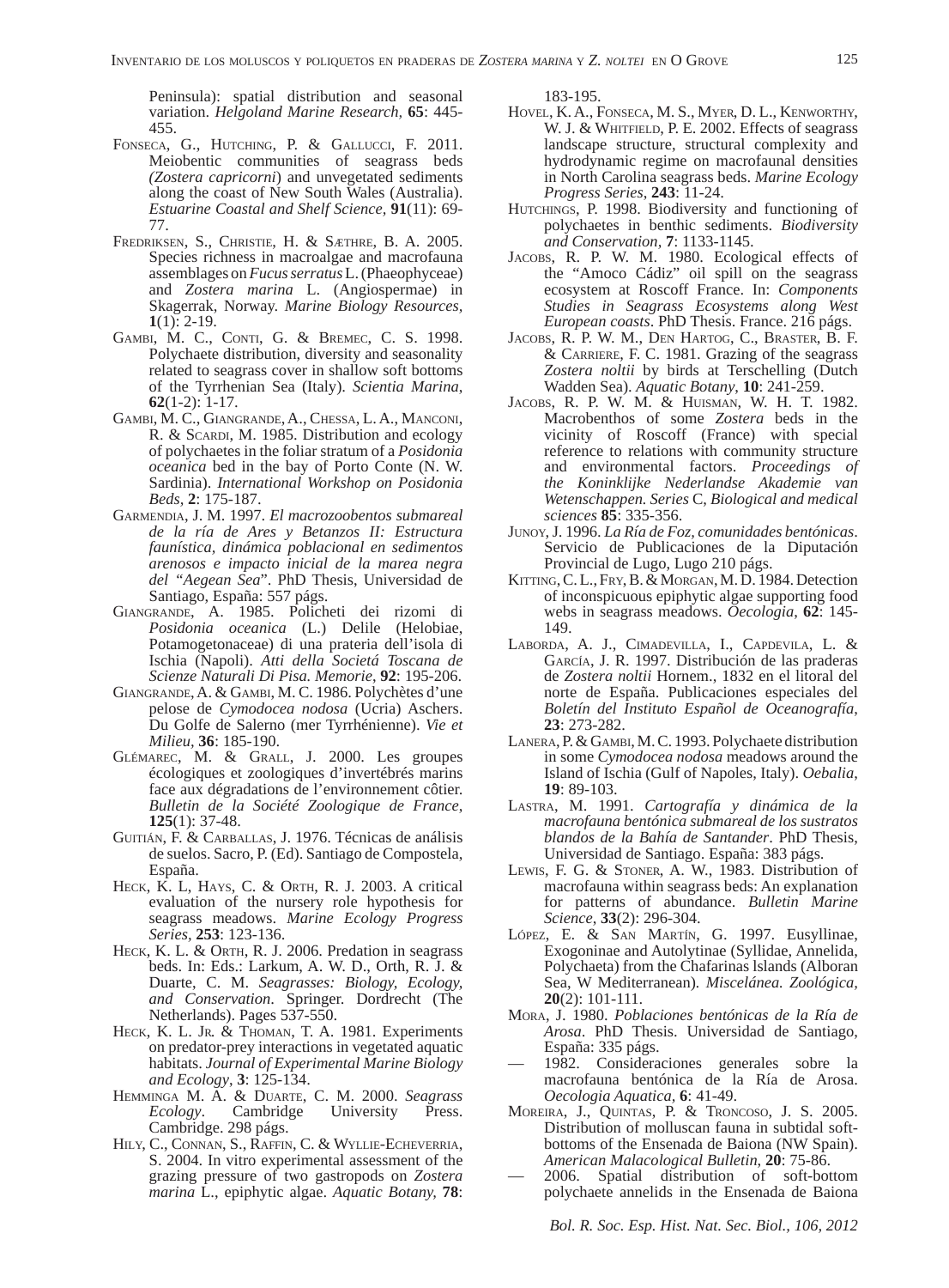Peninsula): spatial distribution and seasonal variation. *Helgoland Marine Research*, **65**: 445-455.

Fonseca, G., Hutching, P. & Gallucci, F. 2011. Meiobentic communities of seagrass beds *(Zostera capricorni*) and unvegetated sediments along the coast of New South Wales (Australia). *Estuarine Coastal and Shelf Science*, **91**(11): 69-77.

Fredriksen, S., Christie, H. & Sæthre, B. A. 2005. Species richness in macroalgae and macrofauna assemblages on *Fucus serratus* L. (Phaeophyceae) and *Zostera marina* L. (Angiospermae) in Skagerrak, Norway. *Marine Biology Resources*, **1**(1): 2-19.

Gambi, M. C., Conti, G. & Bremec, C. S. 1998. Polychaete distribution, diversity and seasonality related to seagrass cover in shallow soft bottoms of the Tyrrhenian Sea (Italy). *Scientia Marina*, **62**(1-2): 1-17.

Gambi, M. C., Giangrande, A., Chessa, L. A., Manconi, R. & Scardi, M. 1985. Distribution and ecology of polychaetes in the foliar stratum of a *Posidonia oceanica* bed in the bay of Porto Conte (N. W. Sardinia). *International Workshop on Posidonia Beds*, **2**: 175-187.

Garmendia, J. M. 1997. *El macrozoobentos submareal de la ría de Ares y Betanzos II: Estructura faunística, dinámica poblacional en sedimentos arenosos e impacto inicial de la marea negra del "Aegean Sea"*. PhD Thesis, Universidad de Santiago, España: 557 págs.

Giangrande, A. 1985. Policheti dei rizomi di *Posidonia oceanica* (L.) Delile (Helobiae, Potamogetonaceae) di una prateria dell'isola di Ischia (Napoli). *Atti della Societá Toscana de Scienze Naturali Di Pisa. Memorie*, **92**: 195-206.

Giangrande, A. & Gambi, M. C. 1986. Polychètes d'une pelose de *Cymodocea nodosa* (Ucria) Aschers. Du Golfe de Salerno (mer Tyrrhénienne). *Vie et Milieu*, **36**: 185-190.

Glémarec, M. & Grall, J. 2000. Les groupes écologiques et zoologiques d'invertébrés marins face aux dégradations de l'environnement côtier. *Bulletin de la Société Zoologique de France*, **125**(1): 37-48.

Guitián, F. & Carballas, J. 1976. Técnicas de análisis de suelos. Sacro, P. (Ed). Santiago de Compostela, España.

Heck, K. L, Hays, C. & Orth, R. J. 2003. A critical evaluation of the nursery role hypothesis for seagrass meadows. *Marine Ecology Progress Series*, **253**: 123-136.

Heck, K. L. & Orth, R. J. 2006. Predation in seagrass beds. In: Eds.: Larkum, A. W. D., Orth, R. J. & Duarte, C. M. *Seagrasses: Biology, Ecology, and Conservation*. Springer. Dordrecht (The Netherlands). Pages 537-550.

Heck, K. L. Jr. & Thoman, T. A. 1981. Experiments on predator-prey interactions in vegetated aquatic habitats. *Journal of Experimental Marine Biology and Ecology*, **3**: 125-134.

Hemminga M. A. & Duarte, C. M. 2000. *Seagrass Ecology*. Cambridge University Press. Cambridge. 298 págs.

Hily, C., Connan, S., Raffin, C. & Wyllie-Echeverria, S. 2004. In vitro experimental assessment of the grazing pressure of two gastropods on *Zostera marina* L., epiphytic algae. *Aquatic Botany*, **78**: 183-195.

Hovel, K. A., Fonseca, M. S., Myer, D. L., Kenworthy, W. J. & Whitfield, P. E. 2002. Effects of seagrass landscape structure, structural complexity and hydrodynamic regime on macrofaunal densities in North Carolina seagrass beds. *Marine Ecology Progress Series*, **243**: 11-24.

Hutchings, P. 1998. Biodiversity and functioning of polychaetes in benthic sediments. *Biodiversity and Conservation*, **7**: 1133-1145.

Jacobs, R. P. W. M. 1980. Ecological effects of the "Amoco Cádiz" oil spill on the seagrass ecosystem at Roscoff France. In: *Components Studies in Seagrass Ecosystems along West European coasts*. PhD Thesis. France. 216 págs.

Jacobs, R. P. W. M., Den Hartog, C., Braster, B. F. & Carriere, F. C. 1981. Grazing of the seagrass *Zostera noltii* by birds at Terschelling (Dutch Wadden Sea). *Aquatic Botany*, **10**: 241-259.

Jacobs, R. P. W. M. & Huisman, W. H. T. 1982. Macrobenthos of some *Zostera* beds in the vicinity of Roscoff (France) with special reference to relations with community structure and environmental factors. *Proceedings of the Koninklijke Nederlandse Akademie van Wetenschappen. Series* C, *Biological and medical sciences* **85**: 335-356.

Junoy, J. 1996. *La Ría de Foz, comunidades bentónicas*. Servicio de Publicaciones de la Diputación Provincial de Lugo, Lugo 210 págs.

Kitting, C. L., Fry, B. & Morgan, M. D. 1984. Detection of inconspicuous epiphytic algae supporting food webs in seagrass meadows. *Oecologia*, **62**: 145-149.

Laborda, A. J., Cimadevilla, I., Capdevila, L. & García, J. R. 1997. Distribución de las praderas de *Zostera noltii* Hornem., 1832 en el litoral del norte de España. Publicaciones especiales del *Boletín del Instituto Español de Oceanografía*, **23**: 273-282.

Lanera, P. & Gambi, M. C. 1993. Polychaete distribution in some *Cymodocea nodosa* meadows around the Island of Ischia (Gulf of Napoles, Italy). *Oebalia*, **19**: 89-103.

Lastra, M. 1991. *Cartografía y dinámica de la macrofauna bentónica submareal de los sustratos blandos de la Bahía de Santander*. PhD Thesis, Universidad de Santiago. España: 383 págs.

Lewis, F. G. & Stoner, A. W., 1983. Distribution of macrofauna within seagrass beds: An explanation for patterns of abundance. *Bulletin Marine Science*, **33**(2): 296-304.

López, E. & San Martín, G. 1997. Eusyllinae, Exogoninae and Autolytinae (Syllidae, Annelida, Polychaeta) from the Chafarinas lslands (Alboran Sea, W Mediterranean). *Miscelánea. Zoológica*, **20**(2): 101-111.

Mora, J. 1980. *Poblaciones bentónicas de la Ría de Arosa*. PhD Thesis. Universidad de Santiago, España: 335 págs.

— 1982. Consideraciones generales sobre la macrofauna bentónica de la Ría de Arosa. *Oecologia Aquatica*, **6**: 41-49.

Moreira, J., Quintas, P. & Troncoso, J. S. 2005. Distribution of molluscan fauna in subtidal soft-bottoms of the Ensenada de Baiona (NW Spain). *American Malacological Bulletin*, **20**: 75-86.

— 2006. Spatial distribution of soft-bottom polychaete annelids in the Ensenada de Baiona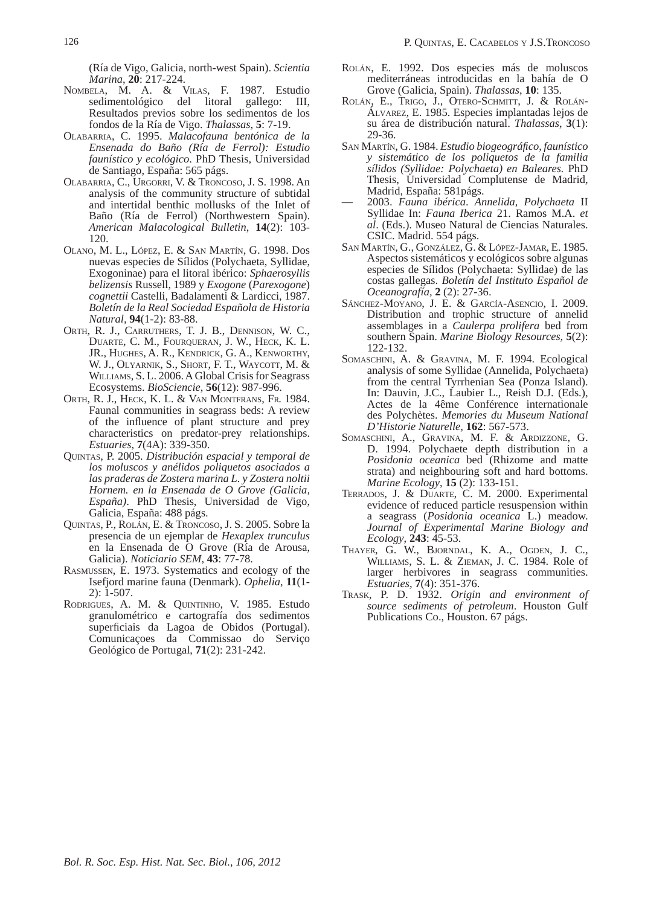(Ría de Vigo, Galicia, north-west Spain). *Scientia Marina*, **20**: 217-224.

Nombela, M. A. & Vilas, F. 1987. Estudio sedimentológico del litoral gallego: III, Resultados previos sobre los sedimentos de los fondos de la Ría de Vigo. *Thalassas*, **5**: 7-19.

Olabarria, C. 1995. *Malacofauna bentónica de la Ensenada do Baño (Ría de Ferrol): Estudio faunístico y ecológico*. PhD Thesis, Universidad de Santiago, España: 565 págs.

Olabarria, C., Urgorri, V. & Troncoso, J. S. 1998. An analysis of the community structure of subtidal and intertidal benthic mollusks of the Inlet of Baño (Ría de Ferrol) (Northwestern Spain). *American Malacological Bulletin*, **14**(2): 103-120.

Olano, M. L., López, E. & San Martín, G. 1998. Dos nuevas especies de Sílidos (Polychaeta, Syllidae, Exogoninae) para el litoral ibérico: *Sphaerosyllis belizensis* Russell, 1989 y *Exogone* (*Parexogone*) *cognettii* Castelli, Badalamenti & Lardicci, 1987. *Boletín de la Real Sociedad Española de Historia Natural*, **94**(1-2): 83-88.

Orth, R. J., Carruthers, T. J. B., Dennison, W. C., Duarte, C. M., Fourqueran, J. W., Heck, K. L. JR., Hughes, A. R., Kendrick, G. A., Kenworthy, W. J., Olyarnik, S., Short, F. T., Waycott, M. & Williams, S. L. 2006. A Global Crisis for Seagrass Ecosystems. *BioSciencie*, **56**(12): 987-996.

Orth, R. J., Heck, K. L. & Van Montfrans, Fr. 1984. Faunal communities in seagrass beds: A review of the influence of plant structure and prey characteristics on predator-prey relationships. *Estuaries*, **7**(4A): 339-350.

Quintas, P. 2005. *Distribución espacial y temporal de los moluscos y anélidos poliquetos asociados a las praderas de Zostera marina L. y Zostera noltii Hornem. en la Ensenada de O Grove (Galicia, España)*. PhD Thesis, Universidad de Vigo, Galicia, España: 488 págs.

Quintas, P., Rolán, E. & Troncoso, J. S. 2005. Sobre la presencia de un ejemplar de *Hexaplex trunculus* en la Ensenada de O Grove (Ría de Arousa, Galicia). *Noticiario SEM*, **43**: 77-78.

Rasmussen, E. 1973. Systematics and ecology of the Isefjord marine fauna (Denmark). *Ophelia*, **11**(1-2): 1-507.

Rodrigues, A. M. & Quintinho, V. 1985. Estudo granulométrico e cartografía dos sedimentos superficiais da Lagoa de Obidos (Portugal). Comunicaçoes da Commissao do Serviço Geológico de Portugal, **71**(2): 231-242.

Rolán, E. 1992. Dos especies más de moluscos mediterráneas introducidas en la bahía de O Grove (Galicia, Spain). *Thalassas*, **10**: 135.

Rolán, E., Trigo, J., Otero-Schmitt, J. & Rolán-Álvarez, E. 1985. Especies implantadas lejos de su área de distribución natural. *Thalassas*, **3**(1): 29-36.

San Martín, G. 1984. *Estudio biogeográfico, faunístico y sistemático de los poliquetos de la familia sílidos (Syllidae: Polychaeta) en Baleares*. PhD Thesis, Universidad Complutense de Madrid, Madrid, España: 581págs.

— 2003. *Fauna ibérica*. *Annelida, Polychaeta* II Syllidae In: *Fauna Iberica* 21. Ramos M.A. *et al*. (Eds.). Museo Natural de Ciencias Naturales. CSIC. Madrid. 554 págs.

San Martín, G., González, G. & López-Jamar, E. 1985. Aspectos sistemáticos y ecológicos sobre algunas especies de Sílidos (Polychaeta: Syllidae) de las costas gallegas. *Boletín del Instituto Español de Oceanografía*, **2** (2): 27-36.

Sánchez-Moyano, J. E. & García-Asencio, I. 2009. Distribution and trophic structure of annelid assemblages in a *Caulerpa prolifera* bed from southern Spain. *Marine Biology Resources*, **5**(2): 122-132.

Somaschini, A. & Gravina, M. F. 1994. Ecological analysis of some Syllidae (Annelida, Polychaeta) from the central Tyrrhenian Sea (Ponza Island). In: Dauvin, J.C., Laubier L., Reish D.J. (Eds.), Actes de la 4ême Conférence internationale des Polychètes. *Memories du Museum National D'Historie Naturelle*, **162**: 567-573.

Somaschini, A., Gravina, M. F. & Ardizzone, G. D. 1994. Polychaete depth distribution in a *Posidonia oceanica* bed (Rhizome and matte strata) and neighbouring soft and hard bottoms. *Marine Ecology*, **15** (2): 133-151.

Terrados, J. & Duarte, C. M. 2000. Experimental evidence of reduced particle resuspension within a seagrass (*Posidonia oceanica* L.) meadow. *Journal of Experimental Marine Biology and Ecology*, **243**: 45-53.

Thayer, G. W., Bjorndal, K. A., Ogden, J. C., Williams, S. L. & Zieman, J. C. 1984. Role of larger herbivores in seagrass communities. *Estuaries*, **7**(4): 351-376.

Trask, P. D. 1932. *Origin and environment of source sediments of petroleum*. Houston Gulf Publications Co., Houston. 67 págs.